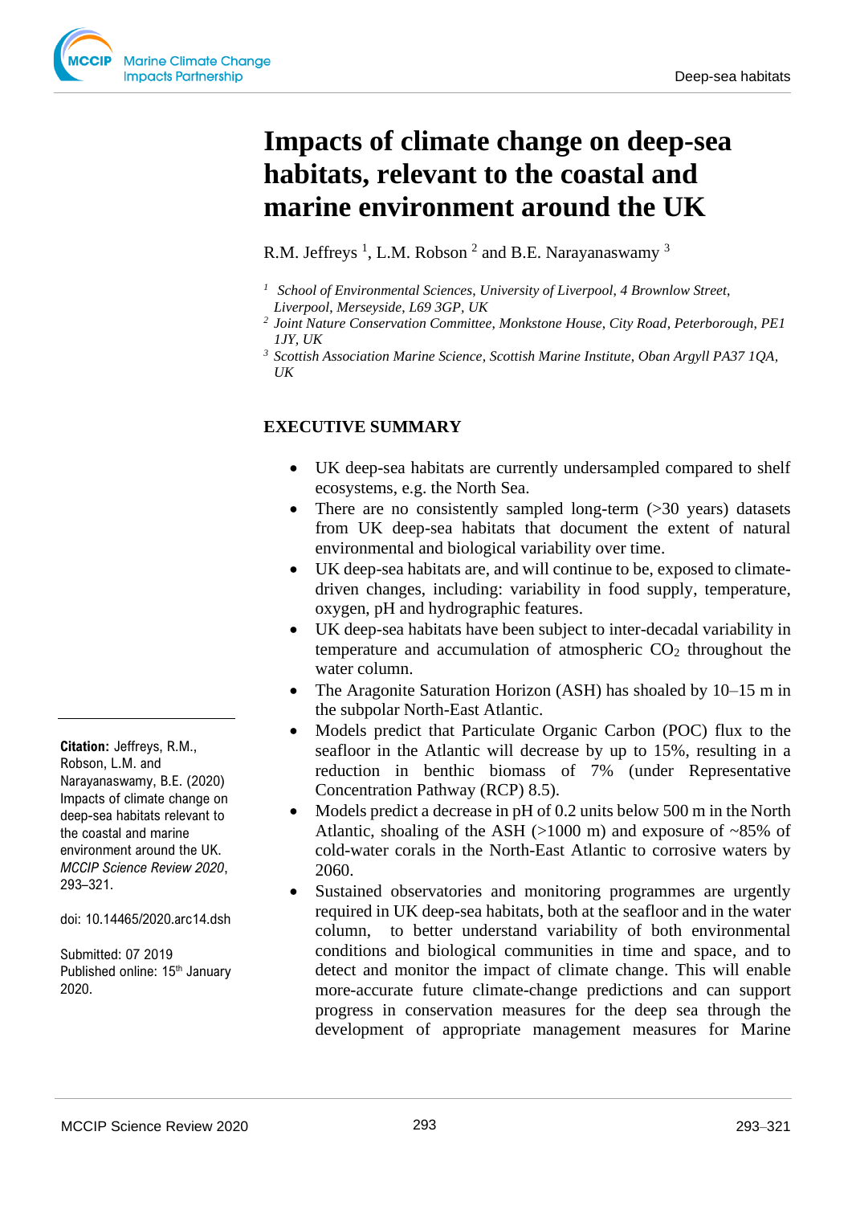# Impacts of climate change on deep-sea habitats, relevant to the coastal and marine environment around the UK

R.M. Jeffreys [1], L.M. Robson [2] and B.E. Narayanaswamy [3]

[1] *School of Environmental Sciences, University of Liverpool, 4 Brownlow Street, Liverpool, Merseyside, L69 3GP, UK*
[2] *Joint Nature Conservation Committee, Monkstone House, City Road, Peterborough, PE1 1JY, UK*
[3] *Scottish Association Marine Science, Scottish Marine Institute, Oban Argyll PA37 1QA, UK*

**Citation:** Jeffreys, R.M., Robson, L.M. and Narayanaswamy, B.E. (2020) Impacts of climate change on deep-sea habitats relevant to the coastal and marine environment around the UK. *MCCIP Science Review 2020*, 293–321.

doi: 10.14465/2020.arc14.dsh

Submitted: 07 2019
Published online: 15th January 2020.

## EXECUTIVE SUMMARY

- UK deep-sea habitats are currently undersampled compared to shelf ecosystems, e.g. the North Sea.
- There are no consistently sampled long-term (>30 years) datasets from UK deep-sea habitats that document the extent of natural environmental and biological variability over time.
- UK deep-sea habitats are, and will continue to be, exposed to climate-driven changes, including: variability in food supply, temperature, oxygen, pH and hydrographic features.
- UK deep-sea habitats have been subject to inter-decadal variability in temperature and accumulation of atmospheric $CO_2$ throughout the water column.
- The Aragonite Saturation Horizon (ASH) has shoaled by 10–15 m in the subpolar North-East Atlantic.
- Models predict that Particulate Organic Carbon (POC) flux to the seafloor in the Atlantic will decrease by up to 15%, resulting in a reduction in benthic biomass of 7% (under Representative Concentration Pathway (RCP) 8.5).
- Models predict a decrease in pH of 0.2 units below 500 m in the North Atlantic, shoaling of the ASH (>1000 m) and exposure of ~85% of cold-water corals in the North-East Atlantic to corrosive waters by 2060.
- Sustained observatories and monitoring programmes are urgently required in UK deep-sea habitats, both at the seafloor and in the water column, to better understand variability of both environmental conditions and biological communities in time and space, and to detect and monitor the impact of climate change. This will enable more-accurate future climate-change predictions and can support progress in conservation measures for the deep sea through the development of appropriate management measures for Marine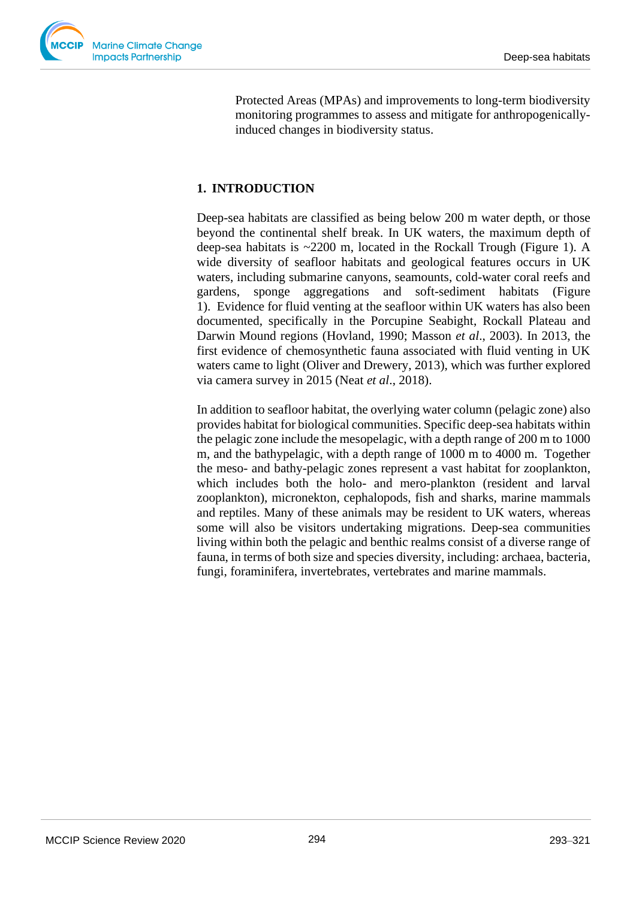Protected Areas (MPAs) and improvements to long-term biodiversity monitoring programmes to assess and mitigate for anthropogenically-induced changes in biodiversity status.

## 1. INTRODUCTION

Deep-sea habitats are classified as being below 200 m water depth, or those beyond the continental shelf break. In UK waters, the maximum depth of deep-sea habitats is ~2200 m, located in the Rockall Trough (Figure 1). A wide diversity of seafloor habitats and geological features occurs in UK waters, including submarine canyons, seamounts, cold-water coral reefs and gardens, sponge aggregations and soft-sediment habitats (Figure 1). Evidence for fluid venting at the seafloor within UK waters has also been documented, specifically in the Porcupine Seabight, Rockall Plateau and Darwin Mound regions (Hovland, 1990; Masson *et al*., 2003). In 2013, the first evidence of chemosynthetic fauna associated with fluid venting in UK waters came to light (Oliver and Drewery, 2013), which was further explored via camera survey in 2015 (Neat *et al*., 2018).

In addition to seafloor habitat, the overlying water column (pelagic zone) also provides habitat for biological communities. Specific deep-sea habitats within the pelagic zone include the mesopelagic, with a depth range of 200 m to 1000 m, and the bathypelagic, with a depth range of 1000 m to 4000 m. Together the meso- and bathy-pelagic zones represent a vast habitat for zooplankton, which includes both the holo- and mero-plankton (resident and larval zooplankton), micronekton, cephalopods, fish and sharks, marine mammals and reptiles. Many of these animals may be resident to UK waters, whereas some will also be visitors undertaking migrations. Deep-sea communities living within both the pelagic and benthic realms consist of a diverse range of fauna, in terms of both size and species diversity, including: archaea, bacteria, fungi, foraminifera, invertebrates, vertebrates and marine mammals.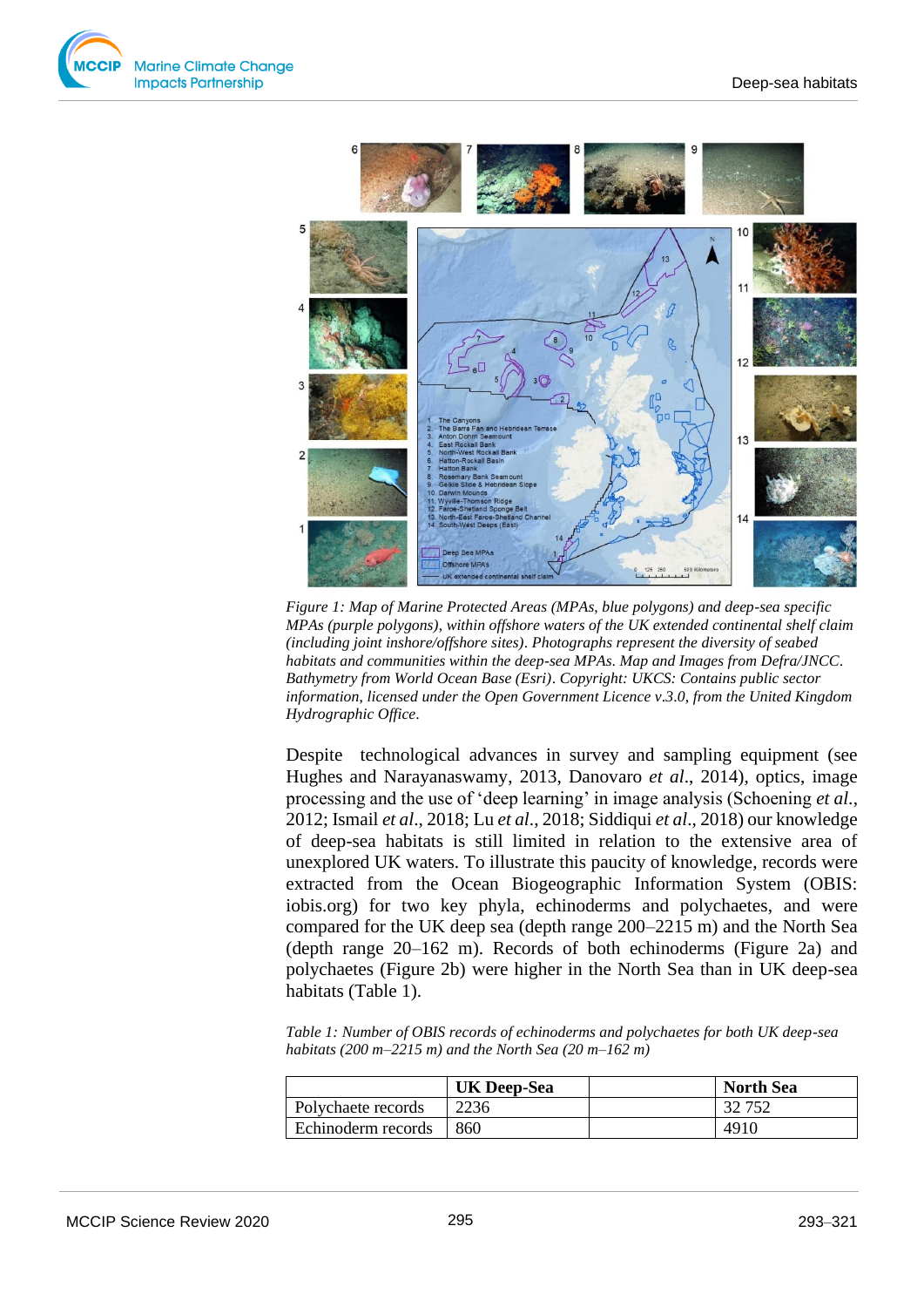*Figure 1: Map of Marine Protected Areas (MPAs, blue polygons) and deep-sea specific MPAs (purple polygons), within offshore waters of the UK extended continental shelf claim (including joint inshore/offshore sites). Photographs represent the diversity of seabed habitats and communities within the deep-sea MPAs. Map and Images from Defra/JNCC. Bathymetry from World Ocean Base (Esri). Copyright: UKCS: Contains public sector information, licensed under the Open Government Licence v.3.0, from the United Kingdom Hydrographic Office.*

Despite technological advances in survey and sampling equipment (see Hughes and Narayanaswamy, 2013, Danovaro *et al*., 2014), optics, image processing and the use of 'deep learning' in image analysis (Schoening *et al*., 2012; Ismail *et al*., 2018; Lu *et al*., 2018; Siddiqui *et al*., 2018) our knowledge of deep-sea habitats is still limited in relation to the extensive area of unexplored UK waters. To illustrate this paucity of knowledge, records were extracted from the Ocean Biogeographic Information System (OBIS: iobis.org) for two key phyla, echinoderms and polychaetes, and were compared for the UK deep sea (depth range 200–2215 m) and the North Sea (depth range 20–162 m). Records of both echinoderms (Figure 2a) and polychaetes (Figure 2b) were higher in the North Sea than in UK deep-sea habitats (Table 1).

*Table 1: Number of OBIS records of echinoderms and polychaetes for both UK deep-sea habitats (200 m–2215 m) and the North Sea (20 m–162 m)*

| | **UK Deep-Sea** | | **North Sea** |
|---|---|---|---|
| Polychaete records | 2236 | | 32 752 |
| Echinoderm records | 860 | | 4910 |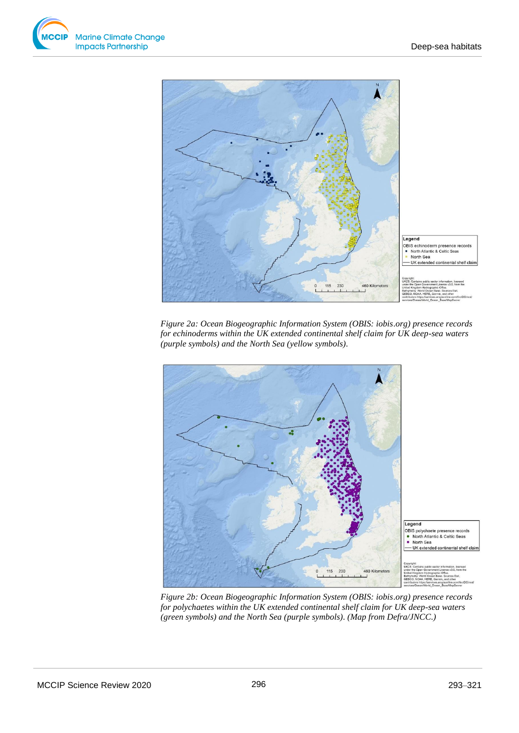*Figure 2a: Ocean Biogeographic Information System (OBIS: iobis.org) presence records for echinoderms within the UK extended continental shelf claim for UK deep-sea waters (purple symbols) and the North Sea (yellow symbols).*

*Figure 2b: Ocean Biogeographic Information System (OBIS: iobis.org) presence records for polychaetes within the UK extended continental shelf claim for UK deep-sea waters (green symbols) and the North Sea (purple symbols). (Map from Defra/JNCC.)*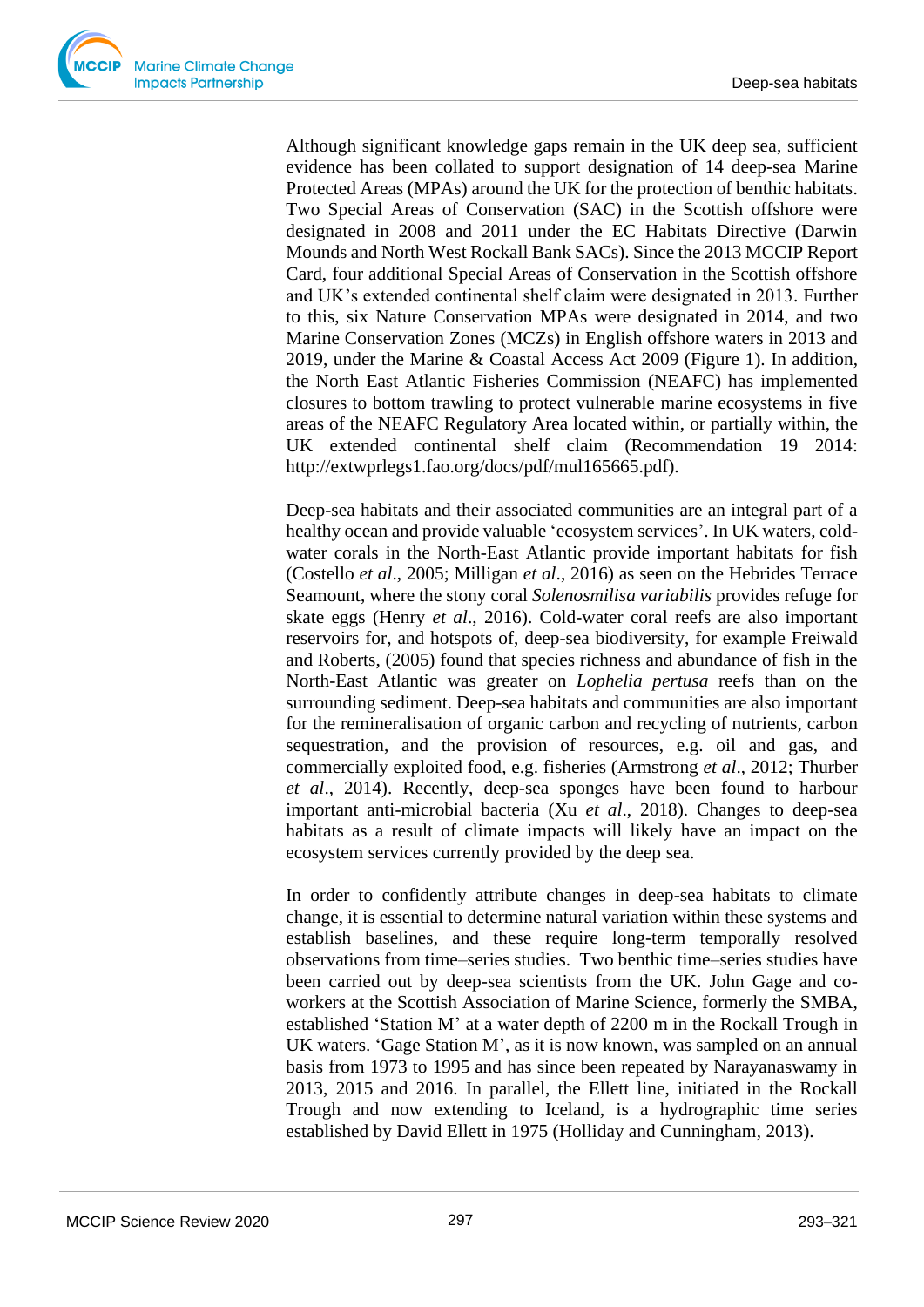Although significant knowledge gaps remain in the UK deep sea, sufficient evidence has been collated to support designation of 14 deep-sea Marine Protected Areas (MPAs) around the UK for the protection of benthic habitats. Two Special Areas of Conservation (SAC) in the Scottish offshore were designated in 2008 and 2011 under the EC Habitats Directive (Darwin Mounds and North West Rockall Bank SACs). Since the 2013 MCCIP Report Card, four additional Special Areas of Conservation in the Scottish offshore and UK's extended continental shelf claim were designated in 2013. Further to this, six Nature Conservation MPAs were designated in 2014, and two Marine Conservation Zones (MCZs) in English offshore waters in 2013 and 2019, under the Marine & Coastal Access Act 2009 (Figure 1). In addition, the North East Atlantic Fisheries Commission (NEAFC) has implemented closures to bottom trawling to protect vulnerable marine ecosystems in five areas of the NEAFC Regulatory Area located within, or partially within, the UK extended continental shelf claim (Recommendation 19 2014: http://extwprlegs1.fao.org/docs/pdf/mul165665.pdf).

Deep-sea habitats and their associated communities are an integral part of a healthy ocean and provide valuable 'ecosystem services'. In UK waters, cold-water corals in the North-East Atlantic provide important habitats for fish (Costello *et al*., 2005; Milligan *et al*., 2016) as seen on the Hebrides Terrace Seamount, where the stony coral *Solenosmilisa variabilis* provides refuge for skate eggs (Henry *et al*., 2016). Cold-water coral reefs are also important reservoirs for, and hotspots of, deep-sea biodiversity, for example Freiwald and Roberts, (2005) found that species richness and abundance of fish in the North-East Atlantic was greater on *Lophelia pertusa* reefs than on the surrounding sediment. Deep-sea habitats and communities are also important for the remineralisation of organic carbon and recycling of nutrients, carbon sequestration, and the provision of resources, e.g. oil and gas, and commercially exploited food, e.g. fisheries (Armstrong *et al*., 2012; Thurber *et al*., 2014). Recently, deep-sea sponges have been found to harbour important anti-microbial bacteria (Xu *et al*., 2018). Changes to deep-sea habitats as a result of climate impacts will likely have an impact on the ecosystem services currently provided by the deep sea.

In order to confidently attribute changes in deep-sea habitats to climate change, it is essential to determine natural variation within these systems and establish baselines, and these require long-term temporally resolved observations from time–series studies. Two benthic time–series studies have been carried out by deep-sea scientists from the UK. John Gage and co-workers at the Scottish Association of Marine Science, formerly the SMBA, established 'Station M' at a water depth of 2200 m in the Rockall Trough in UK waters. 'Gage Station M', as it is now known, was sampled on an annual basis from 1973 to 1995 and has since been repeated by Narayanaswamy in 2013, 2015 and 2016. In parallel, the Ellett line, initiated in the Rockall Trough and now extending to Iceland, is a hydrographic time series established by David Ellett in 1975 (Holliday and Cunningham, 2013).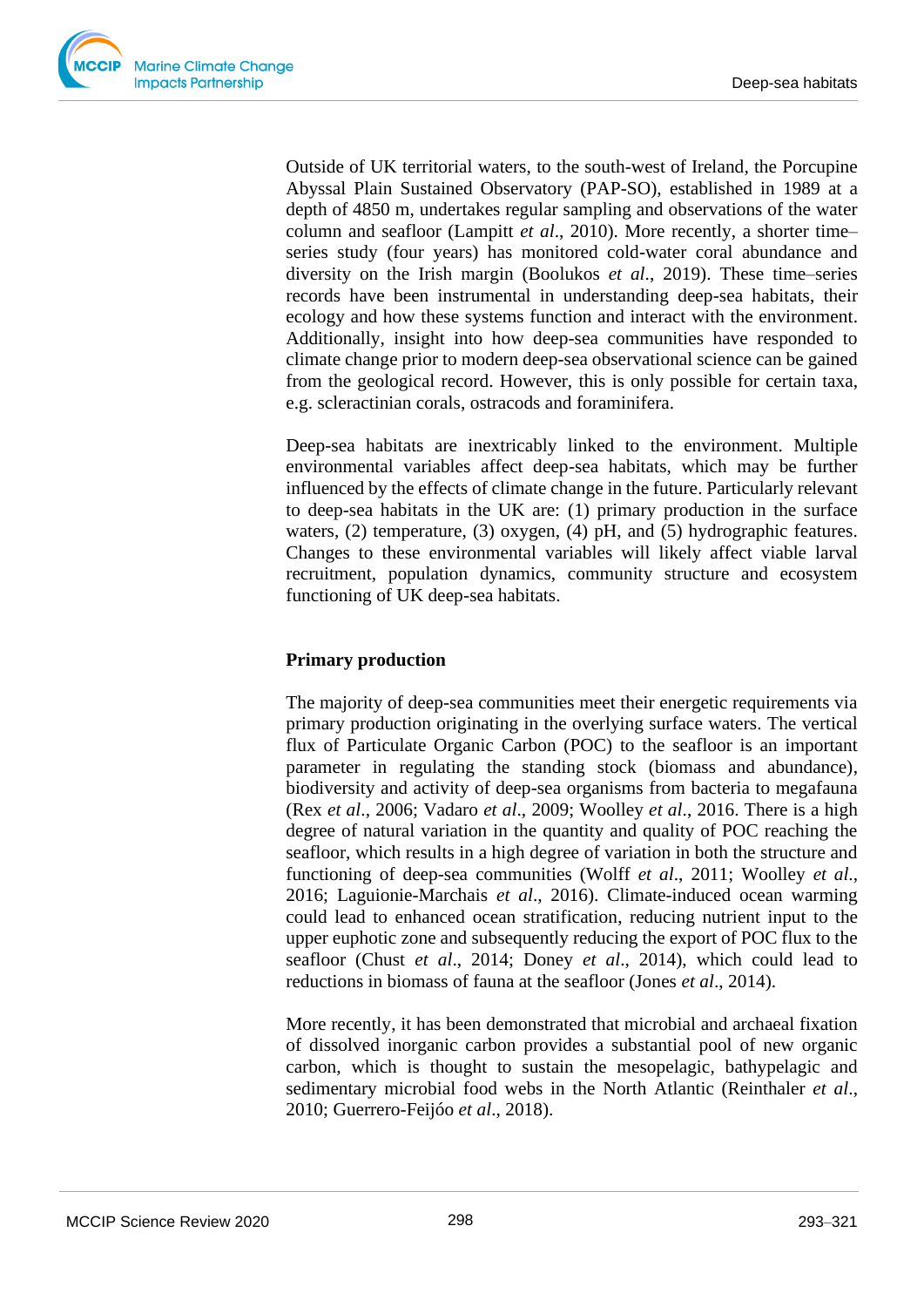Outside of UK territorial waters, to the south-west of Ireland, the Porcupine Abyssal Plain Sustained Observatory (PAP-SO), established in 1989 at a depth of 4850 m, undertakes regular sampling and observations of the water column and seafloor (Lampitt *et al*., 2010). More recently, a shorter time–series study (four years) has monitored cold-water coral abundance and diversity on the Irish margin (Boolukos *et al*., 2019). These time–series records have been instrumental in understanding deep-sea habitats, their ecology and how these systems function and interact with the environment. Additionally, insight into how deep-sea communities have responded to climate change prior to modern deep-sea observational science can be gained from the geological record. However, this is only possible for certain taxa, e.g. scleractinian corals, ostracods and foraminifera.

Deep-sea habitats are inextricably linked to the environment. Multiple environmental variables affect deep-sea habitats, which may be further influenced by the effects of climate change in the future. Particularly relevant to deep-sea habitats in the UK are: (1) primary production in the surface waters, (2) temperature, (3) oxygen, (4) pH, and (5) hydrographic features. Changes to these environmental variables will likely affect viable larval recruitment, population dynamics, community structure and ecosystem functioning of UK deep-sea habitats.

**Primary production**

The majority of deep-sea communities meet their energetic requirements via primary production originating in the overlying surface waters. The vertical flux of Particulate Organic Carbon (POC) to the seafloor is an important parameter in regulating the standing stock (biomass and abundance), biodiversity and activity of deep-sea organisms from bacteria to megafauna (Rex *et al*., 2006; Vadaro *et al*., 2009; Woolley *et al*., 2016. There is a high degree of natural variation in the quantity and quality of POC reaching the seafloor, which results in a high degree of variation in both the structure and functioning of deep-sea communities (Wolff *et al*., 2011; Woolley *et al*., 2016; Laguionie-Marchais *et al*., 2016). Climate-induced ocean warming could lead to enhanced ocean stratification, reducing nutrient input to the upper euphotic zone and subsequently reducing the export of POC flux to the seafloor (Chust *et al*., 2014; Doney *et al*., 2014), which could lead to reductions in biomass of fauna at the seafloor (Jones *et al*., 2014).

More recently, it has been demonstrated that microbial and archaeal fixation of dissolved inorganic carbon provides a substantial pool of new organic carbon, which is thought to sustain the mesopelagic, bathypelagic and sedimentary microbial food webs in the North Atlantic (Reinthaler *et al*., 2010; Guerrero-Feijóo *et al*., 2018).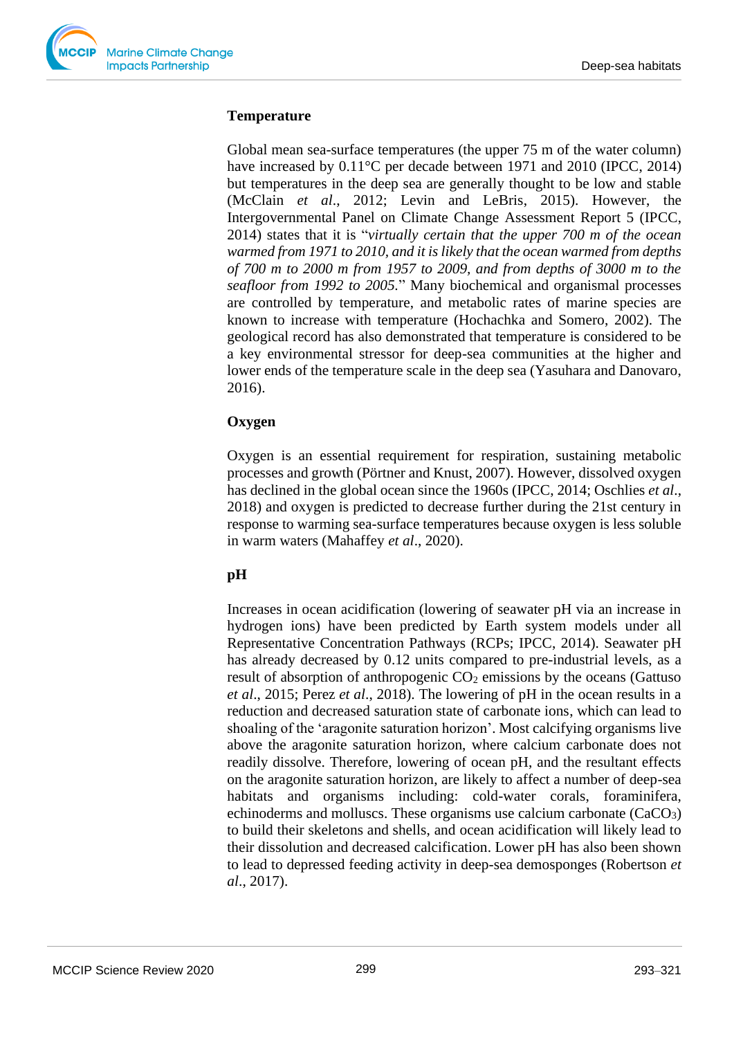**Temperature**

Global mean sea-surface temperatures (the upper 75 m of the water column) have increased by 0.11°C per decade between 1971 and 2010 (IPCC, 2014) but temperatures in the deep sea are generally thought to be low and stable (McClain *et al*., 2012; Levin and LeBris, 2015). However, the Intergovernmental Panel on Climate Change Assessment Report 5 (IPCC, 2014) states that it is "*virtually certain that the upper 700 m of the ocean warmed from 1971 to 2010, and it is likely that the ocean warmed from depths of 700 m to 2000 m from 1957 to 2009, and from depths of 3000 m to the seafloor from 1992 to 2005.*" Many biochemical and organismal processes are controlled by temperature, and metabolic rates of marine species are known to increase with temperature (Hochachka and Somero, 2002). The geological record has also demonstrated that temperature is considered to be a key environmental stressor for deep-sea communities at the higher and lower ends of the temperature scale in the deep sea (Yasuhara and Danovaro, 2016).

**Oxygen**

Oxygen is an essential requirement for respiration, sustaining metabolic processes and growth (Pörtner and Knust, 2007). However, dissolved oxygen has declined in the global ocean since the 1960s (IPCC, 2014; Oschlies *et al*., 2018) and oxygen is predicted to decrease further during the 21st century in response to warming sea-surface temperatures because oxygen is less soluble in warm waters (Mahaffey *et al*., 2020).

**pH**

Increases in ocean acidification (lowering of seawater pH via an increase in hydrogen ions) have been predicted by Earth system models under all Representative Concentration Pathways (RCPs; IPCC, 2014). Seawater pH has already decreased by 0.12 units compared to pre-industrial levels, as a result of absorption of anthropogenic $CO_2$ emissions by the oceans (Gattuso *et al*., 2015; Perez *et al*., 2018). The lowering of pH in the ocean results in a reduction and decreased saturation state of carbonate ions, which can lead to shoaling of the 'aragonite saturation horizon'. Most calcifying organisms live above the aragonite saturation horizon, where calcium carbonate does not readily dissolve. Therefore, lowering of ocean pH, and the resultant effects on the aragonite saturation horizon, are likely to affect a number of deep-sea habitats and organisms including: cold-water corals, foraminifera, echinoderms and molluscs. These organisms use calcium carbonate ($CaCO_3$) to build their skeletons and shells, and ocean acidification will likely lead to their dissolution and decreased calcification. Lower pH has also been shown to lead to depressed feeding activity in deep-sea demosponges (Robertson *et al*., 2017).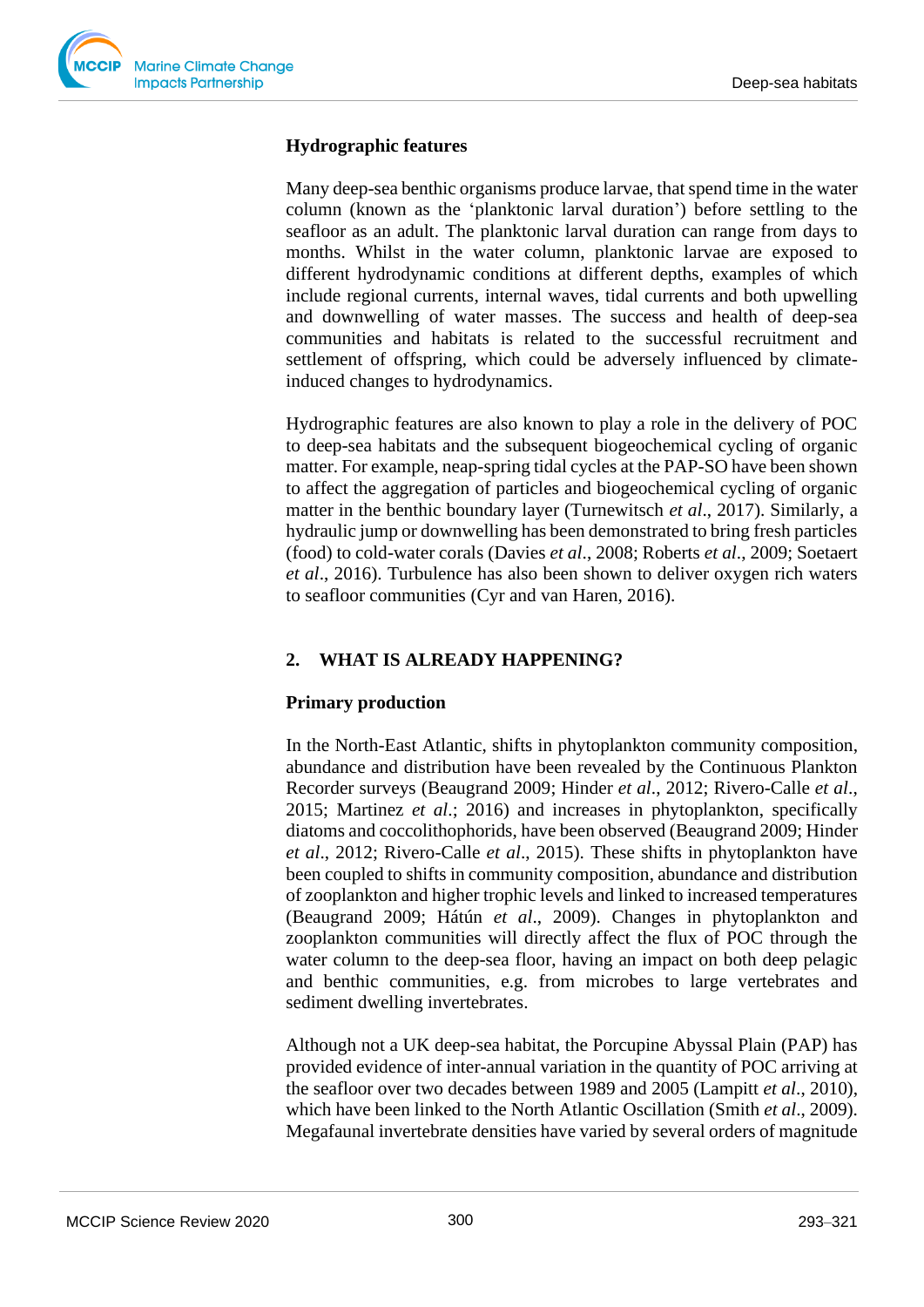### Hydrographic features

Many deep-sea benthic organisms produce larvae, that spend time in the water column (known as the 'planktonic larval duration') before settling to the seafloor as an adult. The planktonic larval duration can range from days to months. Whilst in the water column, planktonic larvae are exposed to different hydrodynamic conditions at different depths, examples of which include regional currents, internal waves, tidal currents and both upwelling and downwelling of water masses. The success and health of deep-sea communities and habitats is related to the successful recruitment and settlement of offspring, which could be adversely influenced by climate-induced changes to hydrodynamics.

Hydrographic features are also known to play a role in the delivery of POC to deep-sea habitats and the subsequent biogeochemical cycling of organic matter. For example, neap-spring tidal cycles at the PAP-SO have been shown to affect the aggregation of particles and biogeochemical cycling of organic matter in the benthic boundary layer (Turnewitsch *et al*., 2017). Similarly, a hydraulic jump or downwelling has been demonstrated to bring fresh particles (food) to cold-water corals (Davies *et al*., 2008; Roberts *et al*., 2009; Soetaert *et al*., 2016). Turbulence has also been shown to deliver oxygen rich waters to seafloor communities (Cyr and van Haren, 2016).

## 2. WHAT IS ALREADY HAPPENING?

### Primary production

In the North-East Atlantic, shifts in phytoplankton community composition, abundance and distribution have been revealed by the Continuous Plankton Recorder surveys (Beaugrand 2009; Hinder *et al*., 2012; Rivero-Calle *et al*., 2015; Martinez *et al*.; 2016) and increases in phytoplankton, specifically diatoms and coccolithophorids, have been observed (Beaugrand 2009; Hinder *et al*., 2012; Rivero-Calle *et al*., 2015). These shifts in phytoplankton have been coupled to shifts in community composition, abundance and distribution of zooplankton and higher trophic levels and linked to increased temperatures (Beaugrand 2009; Hátún *et al*., 2009). Changes in phytoplankton and zooplankton communities will directly affect the flux of POC through the water column to the deep-sea floor, having an impact on both deep pelagic and benthic communities, e.g. from microbes to large vertebrates and sediment dwelling invertebrates.

Although not a UK deep-sea habitat, the Porcupine Abyssal Plain (PAP) has provided evidence of inter-annual variation in the quantity of POC arriving at the seafloor over two decades between 1989 and 2005 (Lampitt *et al*., 2010), which have been linked to the North Atlantic Oscillation (Smith *et al*., 2009). Megafaunal invertebrate densities have varied by several orders of magnitude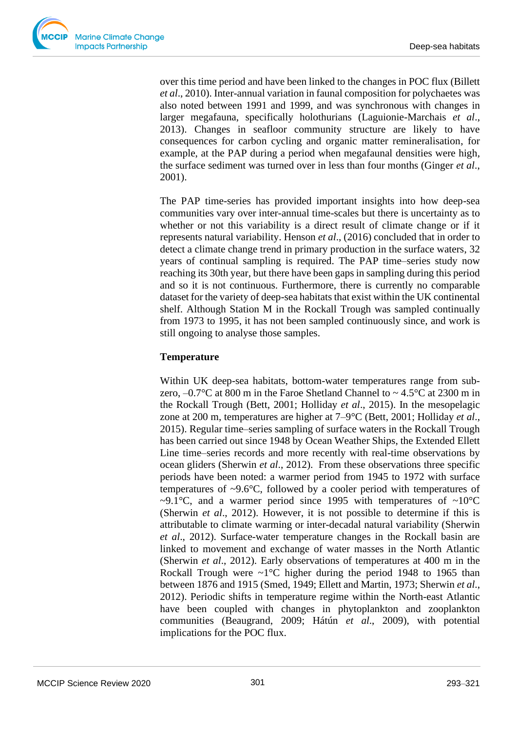over this time period and have been linked to the changes in POC flux (Billett *et al*., 2010). Inter-annual variation in faunal composition for polychaetes was also noted between 1991 and 1999, and was synchronous with changes in larger megafauna, specifically holothurians (Laguionie-Marchais *et al*., 2013). Changes in seafloor community structure are likely to have consequences for carbon cycling and organic matter remineralisation, for example, at the PAP during a period when megafaunal densities were high, the surface sediment was turned over in less than four months (Ginger *et al*., 2001).

The PAP time-series has provided important insights into how deep-sea communities vary over inter-annual time-scales but there is uncertainty as to whether or not this variability is a direct result of climate change or if it represents natural variability. Henson *et al*., (2016) concluded that in order to detect a climate change trend in primary production in the surface waters, 32 years of continual sampling is required. The PAP time–series study now reaching its 30th year, but there have been gaps in sampling during this period and so it is not continuous. Furthermore, there is currently no comparable dataset for the variety of deep-sea habitats that exist within the UK continental shelf. Although Station M in the Rockall Trough was sampled continually from 1973 to 1995, it has not been sampled continuously since, and work is still ongoing to analyse those samples.

**Temperature**

Within UK deep-sea habitats, bottom-water temperatures range from sub-zero, –0.7°C at 800 m in the Faroe Shetland Channel to ~ 4.5°C at 2300 m in the Rockall Trough (Bett, 2001; Holliday *et al*., 2015). In the mesopelagic zone at 200 m, temperatures are higher at 7–9°C (Bett, 2001; Holliday *et al*., 2015). Regular time–series sampling of surface waters in the Rockall Trough has been carried out since 1948 by Ocean Weather Ships, the Extended Ellett Line time–series records and more recently with real-time observations by ocean gliders (Sherwin *et al*., 2012). From these observations three specific periods have been noted: a warmer period from 1945 to 1972 with surface temperatures of ~9.6°C, followed by a cooler period with temperatures of ~9.1°C, and a warmer period since 1995 with temperatures of ~10°C (Sherwin *et al*., 2012). However, it is not possible to determine if this is attributable to climate warming or inter-decadal natural variability (Sherwin *et al*., 2012). Surface-water temperature changes in the Rockall basin are linked to movement and exchange of water masses in the North Atlantic (Sherwin *et al*., 2012). Early observations of temperatures at 400 m in the Rockall Trough were ~1°C higher during the period 1948 to 1965 than between 1876 and 1915 (Smed, 1949; Ellett and Martin, 1973; Sherwin *et al*., 2012). Periodic shifts in temperature regime within the North-east Atlantic have been coupled with changes in phytoplankton and zooplankton communities (Beaugrand, 2009; Hátún *et al*., 2009), with potential implications for the POC flux.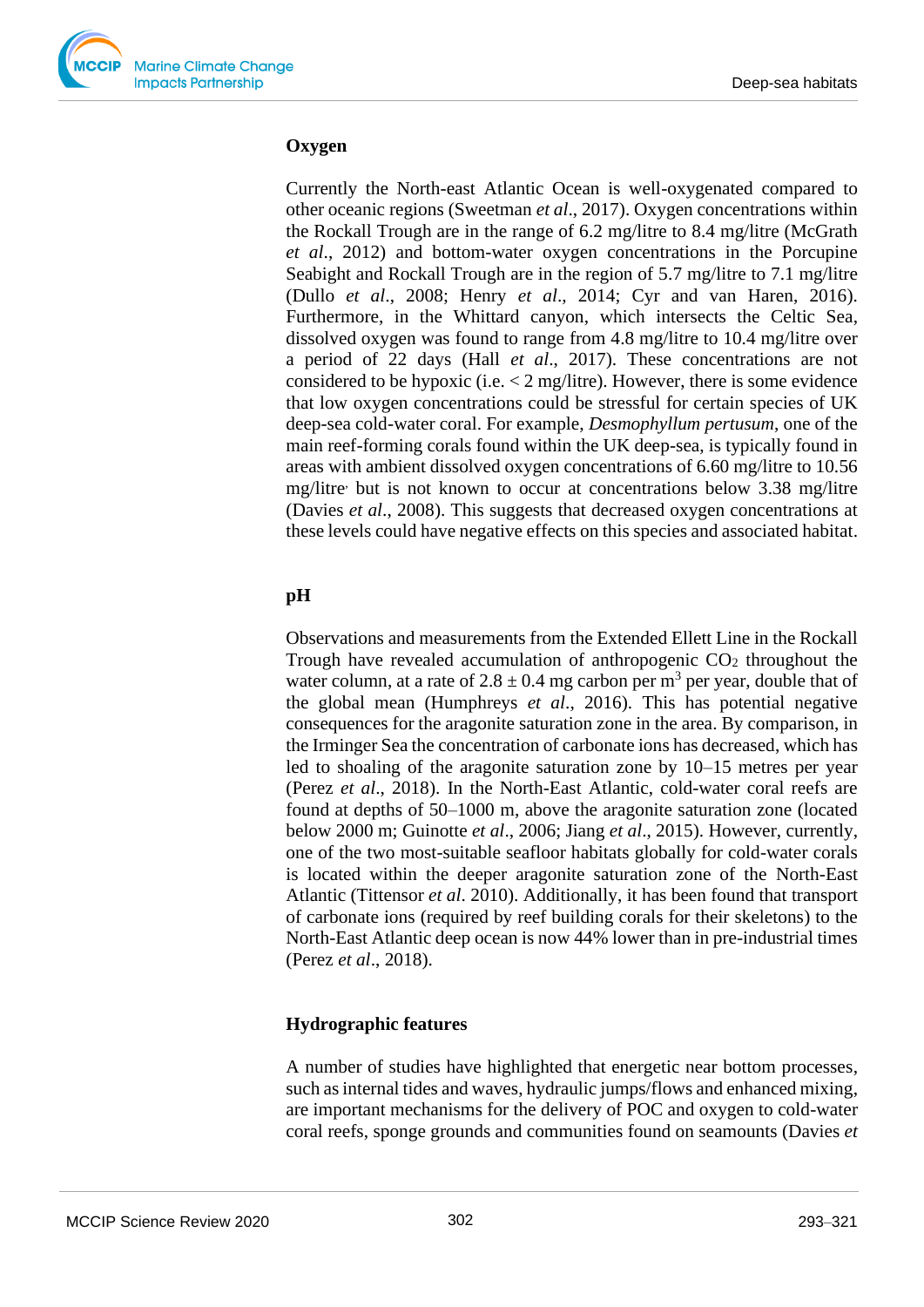## Oxygen

Currently the North-east Atlantic Ocean is well-oxygenated compared to other oceanic regions (Sweetman *et al*., 2017). Oxygen concentrations within the Rockall Trough are in the range of 6.2 mg/litre to 8.4 mg/litre (McGrath *et al*., 2012) and bottom-water oxygen concentrations in the Porcupine Seabight and Rockall Trough are in the region of 5.7 mg/litre to 7.1 mg/litre (Dullo *et al*., 2008; Henry *et al*., 2014; Cyr and van Haren, 2016). Furthermore, in the Whittard canyon, which intersects the Celtic Sea, dissolved oxygen was found to range from 4.8 mg/litre to 10.4 mg/litre over a period of 22 days (Hall *et al*., 2017). These concentrations are not considered to be hypoxic (i.e. < 2 mg/litre). However, there is some evidence that low oxygen concentrations could be stressful for certain species of UK deep-sea cold-water coral. For example, *Desmophyllum pertusum*, one of the main reef-forming corals found within the UK deep-sea, is typically found in areas with ambient dissolved oxygen concentrations of 6.60 mg/litre to 10.56 mg/litre· but is not known to occur at concentrations below 3.38 mg/litre (Davies *et al*., 2008). This suggests that decreased oxygen concentrations at these levels could have negative effects on this species and associated habitat.

## pH

Observations and measurements from the Extended Ellett Line in the Rockall Trough have revealed accumulation of anthropogenic $CO_2$ throughout the water column, at a rate of $2.8 \pm 0.4$ mg carbon per $m^3$ per year, double that of the global mean (Humphreys *et al*., 2016). This has potential negative consequences for the aragonite saturation zone in the area. By comparison, in the Irminger Sea the concentration of carbonate ions has decreased, which has led to shoaling of the aragonite saturation zone by 10–15 metres per year (Perez *et al*., 2018). In the North-East Atlantic, cold-water coral reefs are found at depths of 50–1000 m, above the aragonite saturation zone (located below 2000 m; Guinotte *et al*., 2006; Jiang *et al*., 2015). However, currently, one of the two most-suitable seafloor habitats globally for cold-water corals is located within the deeper aragonite saturation zone of the North-East Atlantic (Tittensor *et al*. 2010). Additionally, it has been found that transport of carbonate ions (required by reef building corals for their skeletons) to the North-East Atlantic deep ocean is now 44% lower than in pre-industrial times (Perez *et al*., 2018).

## Hydrographic features

A number of studies have highlighted that energetic near bottom processes, such as internal tides and waves, hydraulic jumps/flows and enhanced mixing, are important mechanisms for the delivery of POC and oxygen to cold-water coral reefs, sponge grounds and communities found on seamounts (Davies *et*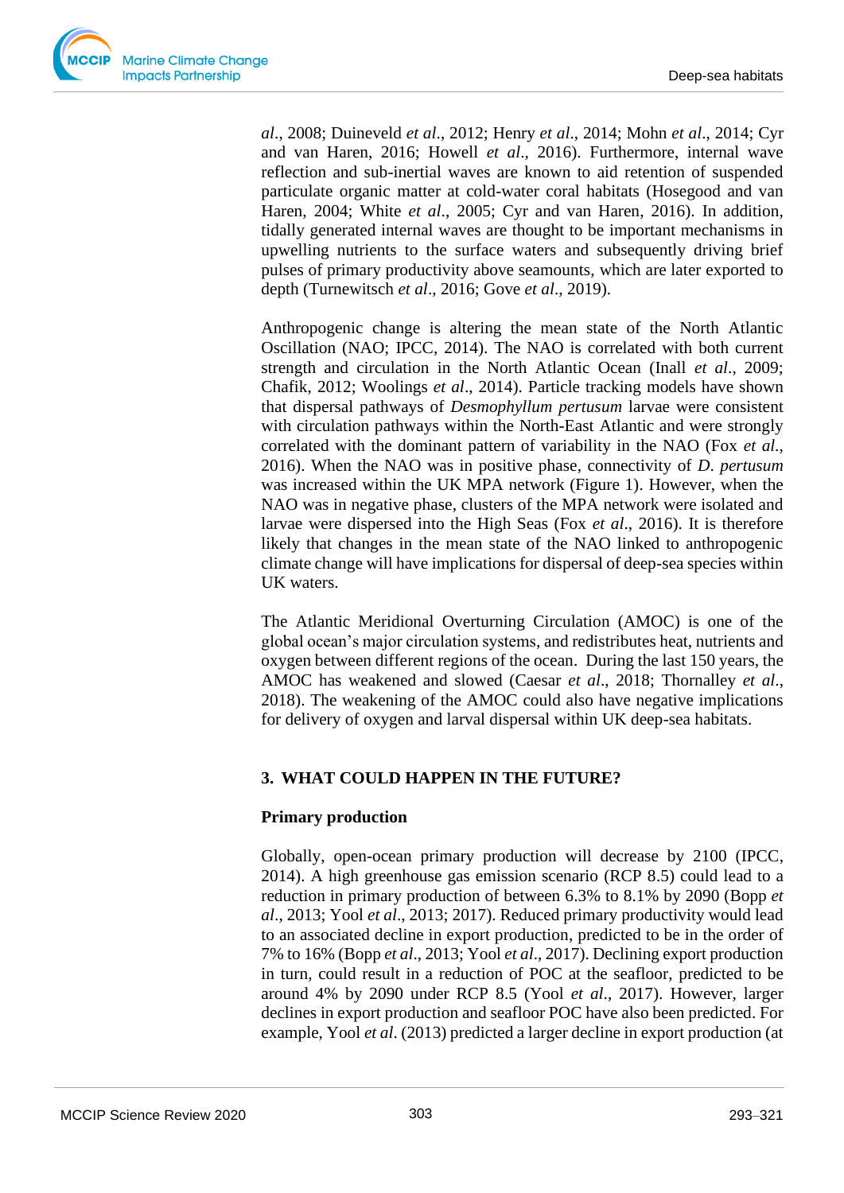*al*., 2008; Duineveld *et al*., 2012; Henry *et al*., 2014; Mohn *et al*., 2014; Cyr and van Haren, 2016; Howell *et al*., 2016). Furthermore, internal wave reflection and sub-inertial waves are known to aid retention of suspended particulate organic matter at cold-water coral habitats (Hosegood and van Haren, 2004; White *et al*., 2005; Cyr and van Haren, 2016). In addition, tidally generated internal waves are thought to be important mechanisms in upwelling nutrients to the surface waters and subsequently driving brief pulses of primary productivity above seamounts, which are later exported to depth (Turnewitsch *et al*., 2016; Gove *et al*., 2019).

Anthropogenic change is altering the mean state of the North Atlantic Oscillation (NAO; IPCC, 2014). The NAO is correlated with both current strength and circulation in the North Atlantic Ocean (Inall *et al*., 2009; Chafik, 2012; Woolings *et al*., 2014). Particle tracking models have shown that dispersal pathways of *Desmophyllum pertusum* larvae were consistent with circulation pathways within the North-East Atlantic and were strongly correlated with the dominant pattern of variability in the NAO (Fox *et al*., 2016). When the NAO was in positive phase, connectivity of *D. pertusum* was increased within the UK MPA network (Figure 1). However, when the NAO was in negative phase, clusters of the MPA network were isolated and larvae were dispersed into the High Seas (Fox *et al*., 2016). It is therefore likely that changes in the mean state of the NAO linked to anthropogenic climate change will have implications for dispersal of deep-sea species within UK waters.

The Atlantic Meridional Overturning Circulation (AMOC) is one of the global ocean's major circulation systems, and redistributes heat, nutrients and oxygen between different regions of the ocean. During the last 150 years, the AMOC has weakened and slowed (Caesar *et al*., 2018; Thornalley *et al*., 2018). The weakening of the AMOC could also have negative implications for delivery of oxygen and larval dispersal within UK deep-sea habitats.

## 3. WHAT COULD HAPPEN IN THE FUTURE?

### Primary production

Globally, open-ocean primary production will decrease by 2100 (IPCC, 2014). A high greenhouse gas emission scenario (RCP 8.5) could lead to a reduction in primary production of between 6.3% to 8.1% by 2090 (Bopp *et al*., 2013; Yool *et al*., 2013; 2017). Reduced primary productivity would lead to an associated decline in export production, predicted to be in the order of 7% to 16% (Bopp *et al*., 2013; Yool *et al*., 2017). Declining export production in turn, could result in a reduction of POC at the seafloor, predicted to be around 4% by 2090 under RCP 8.5 (Yool *et al*., 2017). However, larger declines in export production and seafloor POC have also been predicted. For example, Yool *et al*. (2013) predicted a larger decline in export production (at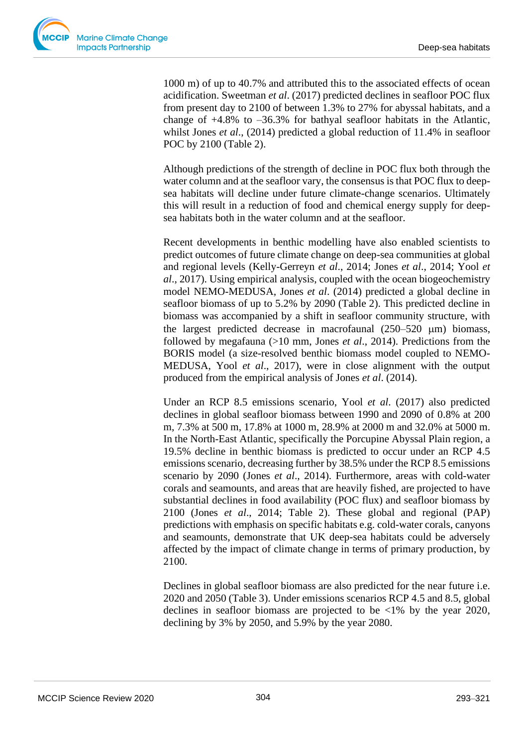1000 m) of up to 40.7% and attributed this to the associated effects of ocean acidification. Sweetman *et al*. (2017) predicted declines in seafloor POC flux from present day to 2100 of between 1.3% to 27% for abyssal habitats, and a change of +4.8% to –36.3% for bathyal seafloor habitats in the Atlantic, whilst Jones *et al*., (2014) predicted a global reduction of 11.4% in seafloor POC by 2100 (Table 2).

Although predictions of the strength of decline in POC flux both through the water column and at the seafloor vary, the consensus is that POC flux to deep-sea habitats will decline under future climate-change scenarios. Ultimately this will result in a reduction of food and chemical energy supply for deep-sea habitats both in the water column and at the seafloor.

Recent developments in benthic modelling have also enabled scientists to predict outcomes of future climate change on deep-sea communities at global and regional levels (Kelly-Gerreyn *et al*., 2014; Jones *et al*., 2014; Yool *et al*., 2017). Using empirical analysis, coupled with the ocean biogeochemistry model NEMO-MEDUSA, Jones *et al*. (2014) predicted a global decline in seafloor biomass of up to 5.2% by 2090 (Table 2). This predicted decline in biomass was accompanied by a shift in seafloor community structure, with the largest predicted decrease in macrofaunal (250–520 μm) biomass, followed by megafauna (>10 mm, Jones *et al*., 2014). Predictions from the BORIS model (a size-resolved benthic biomass model coupled to NEMO-MEDUSA, Yool *et al*., 2017), were in close alignment with the output produced from the empirical analysis of Jones *et al*. (2014).

Under an RCP 8.5 emissions scenario, Yool *et al*. (2017) also predicted declines in global seafloor biomass between 1990 and 2090 of 0.8% at 200 m, 7.3% at 500 m, 17.8% at 1000 m, 28.9% at 2000 m and 32.0% at 5000 m. In the North-East Atlantic, specifically the Porcupine Abyssal Plain region, a 19.5% decline in benthic biomass is predicted to occur under an RCP 4.5 emissions scenario, decreasing further by 38.5% under the RCP 8.5 emissions scenario by 2090 (Jones *et al*., 2014). Furthermore, areas with cold-water corals and seamounts, and areas that are heavily fished, are projected to have substantial declines in food availability (POC flux) and seafloor biomass by 2100 (Jones *et al*., 2014; Table 2). These global and regional (PAP) predictions with emphasis on specific habitats e.g. cold-water corals, canyons and seamounts, demonstrate that UK deep-sea habitats could be adversely affected by the impact of climate change in terms of primary production, by 2100.

Declines in global seafloor biomass are also predicted for the near future i.e. 2020 and 2050 (Table 3). Under emissions scenarios RCP 4.5 and 8.5, global declines in seafloor biomass are projected to be <1% by the year 2020, declining by 3% by 2050, and 5.9% by the year 2080.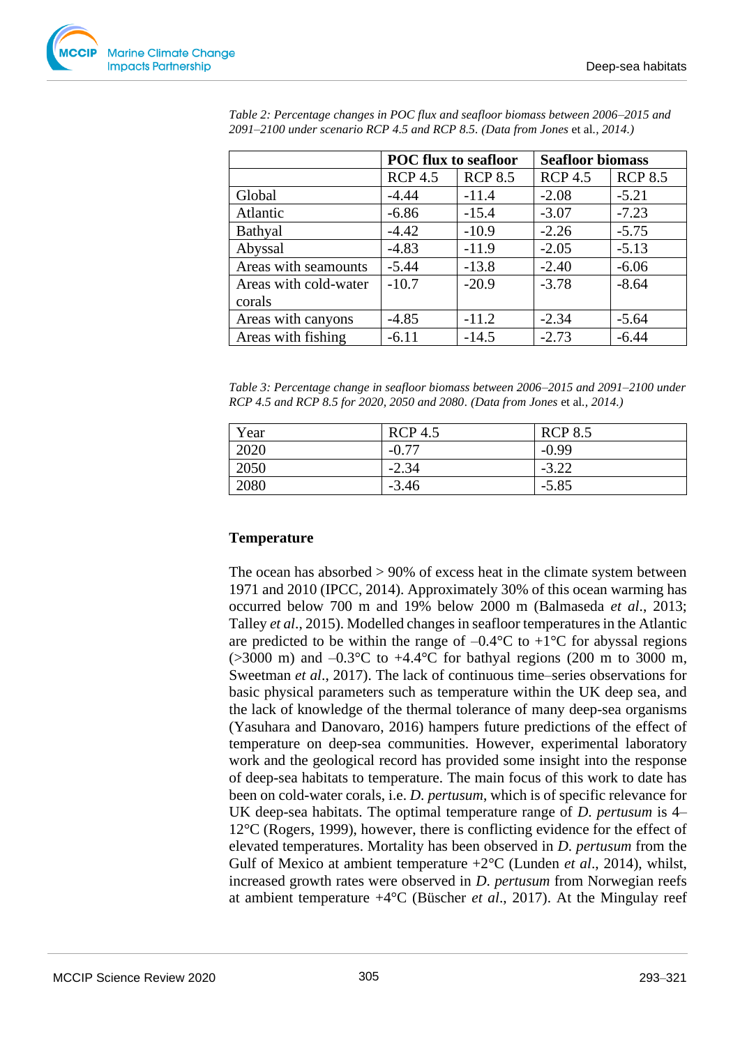*Table 2: Percentage changes in POC flux and seafloor biomass between 2006–2015 and 2091–2100 under scenario RCP 4.5 and RCP 8.5. (Data from Jones et al., 2014.)*

| | **POC flux to seafloor** | | **Seafloor biomass** | |
|---|---|---|---|---|
| | RCP 4.5 | RCP 8.5 | RCP 4.5 | RCP 8.5 |
| Global | -4.44 | -11.4 | -2.08 | -5.21 |
| Atlantic | -6.86 | -15.4 | -3.07 | -7.23 |
| Bathyal | -4.42 | -10.9 | -2.26 | -5.75 |
| Abyssal | -4.83 | -11.9 | -2.05 | -5.13 |
| Areas with seamounts | -5.44 | -13.8 | -2.40 | -6.06 |
| Areas with cold-water corals | -10.7 | -20.9 | -3.78 | -8.64 |
| Areas with canyons | -4.85 | -11.2 | -2.34 | -5.64 |
| Areas with fishing | -6.11 | -14.5 | -2.73 | -6.44 |

*Table 3: Percentage change in seafloor biomass between 2006–2015 and 2091–2100 under RCP 4.5 and RCP 8.5 for 2020, 2050 and 2080. (Data from Jones et al., 2014.)*

| Year | RCP 4.5 | RCP 8.5 |
|---|---|---|
| 2020 | -0.77 | -0.99 |
| 2050 | -2.34 | -3.22 |
| 2080 | -3.46 | -5.85 |

## Temperature

The ocean has absorbed > 90% of excess heat in the climate system between 1971 and 2010 (IPCC, 2014). Approximately 30% of this ocean warming has occurred below 700 m and 19% below 2000 m (Balmaseda *et al*., 2013; Talley *et al*., 2015). Modelled changes in seafloor temperatures in the Atlantic are predicted to be within the range of –0.4°C to +1°C for abyssal regions (>3000 m) and –0.3°C to +4.4°C for bathyal regions (200 m to 3000 m, Sweetman *et al*., 2017). The lack of continuous time–series observations for basic physical parameters such as temperature within the UK deep sea, and the lack of knowledge of the thermal tolerance of many deep-sea organisms (Yasuhara and Danovaro, 2016) hampers future predictions of the effect of temperature on deep-sea communities. However, experimental laboratory work and the geological record has provided some insight into the response of deep-sea habitats to temperature. The main focus of this work to date has been on cold-water corals, i.e. *D. pertusum*, which is of specific relevance for UK deep-sea habitats. The optimal temperature range of *D. pertusum* is 4–12°C (Rogers, 1999), however, there is conflicting evidence for the effect of elevated temperatures. Mortality has been observed in *D. pertusum* from the Gulf of Mexico at ambient temperature +2°C (Lunden *et al*., 2014), whilst, increased growth rates were observed in *D. pertusum* from Norwegian reefs at ambient temperature +4°C (Büscher *et al*., 2017). At the Mingulay reef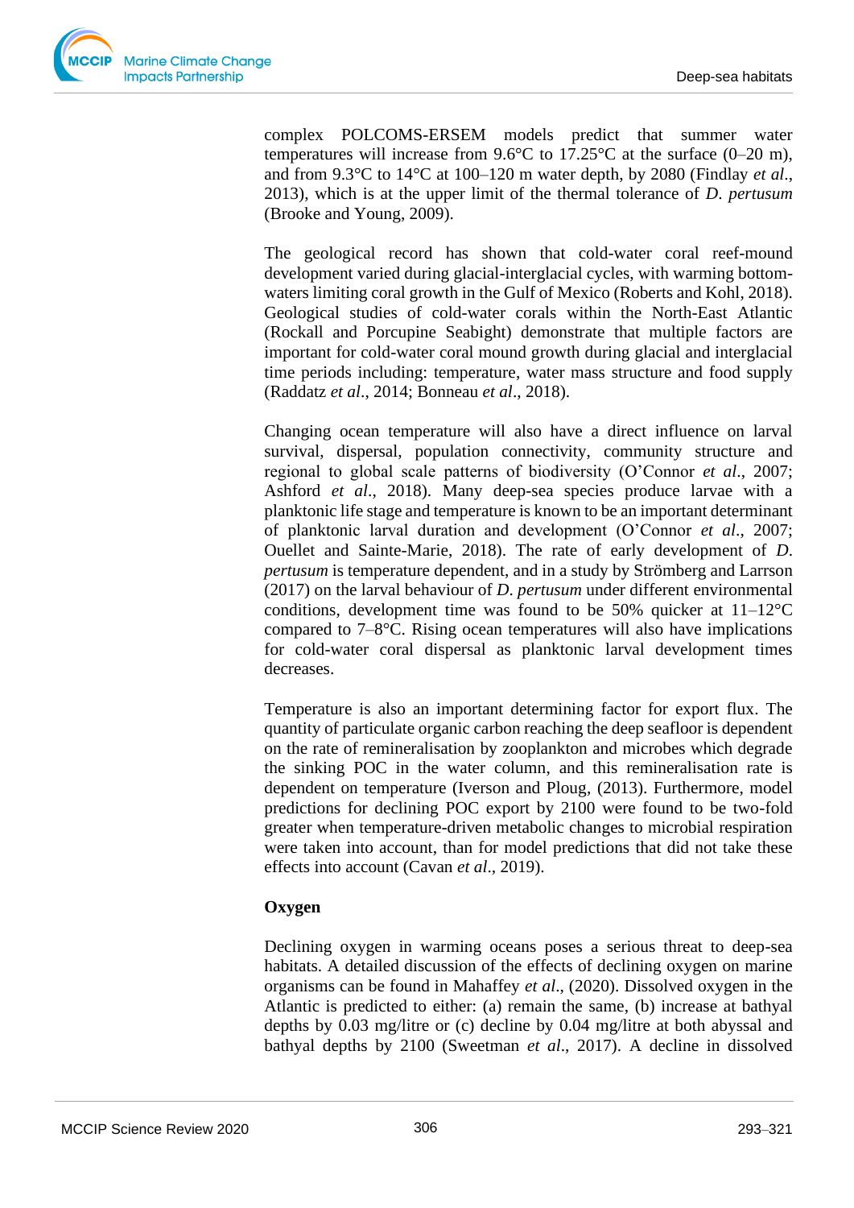complex POLCOMS-ERSEM models predict that summer water temperatures will increase from 9.6°C to 17.25°C at the surface (0–20 m), and from 9.3°C to 14°C at 100–120 m water depth, by 2080 (Findlay *et al*., 2013), which is at the upper limit of the thermal tolerance of *D. pertusum* (Brooke and Young, 2009).

The geological record has shown that cold-water coral reef-mound development varied during glacial-interglacial cycles, with warming bottom-waters limiting coral growth in the Gulf of Mexico (Roberts and Kohl, 2018). Geological studies of cold-water corals within the North-East Atlantic (Rockall and Porcupine Seabight) demonstrate that multiple factors are important for cold-water coral mound growth during glacial and interglacial time periods including: temperature, water mass structure and food supply (Raddatz *et al*., 2014; Bonneau *et al*., 2018).

Changing ocean temperature will also have a direct influence on larval survival, dispersal, population connectivity, community structure and regional to global scale patterns of biodiversity (O'Connor *et al*., 2007; Ashford *et al*., 2018). Many deep-sea species produce larvae with a planktonic life stage and temperature is known to be an important determinant of planktonic larval duration and development (O'Connor *et al*., 2007; Ouellet and Sainte-Marie, 2018). The rate of early development of *D. pertusum* is temperature dependent, and in a study by Strömberg and Larrson (2017) on the larval behaviour of *D. pertusum* under different environmental conditions, development time was found to be 50% quicker at 11–12°C compared to 7–8°C. Rising ocean temperatures will also have implications for cold-water coral dispersal as planktonic larval development times decreases.

Temperature is also an important determining factor for export flux. The quantity of particulate organic carbon reaching the deep seafloor is dependent on the rate of remineralisation by zooplankton and microbes which degrade the sinking POC in the water column, and this remineralisation rate is dependent on temperature (Iverson and Ploug, (2013). Furthermore, model predictions for declining POC export by 2100 were found to be two-fold greater when temperature-driven metabolic changes to microbial respiration were taken into account, than for model predictions that did not take these effects into account (Cavan *et al*., 2019).

**Oxygen**

Declining oxygen in warming oceans poses a serious threat to deep-sea habitats. A detailed discussion of the effects of declining oxygen on marine organisms can be found in Mahaffey *et al*., (2020). Dissolved oxygen in the Atlantic is predicted to either: (a) remain the same, (b) increase at bathyal depths by 0.03 mg/litre or (c) decline by 0.04 mg/litre at both abyssal and bathyal depths by 2100 (Sweetman *et al*., 2017). A decline in dissolved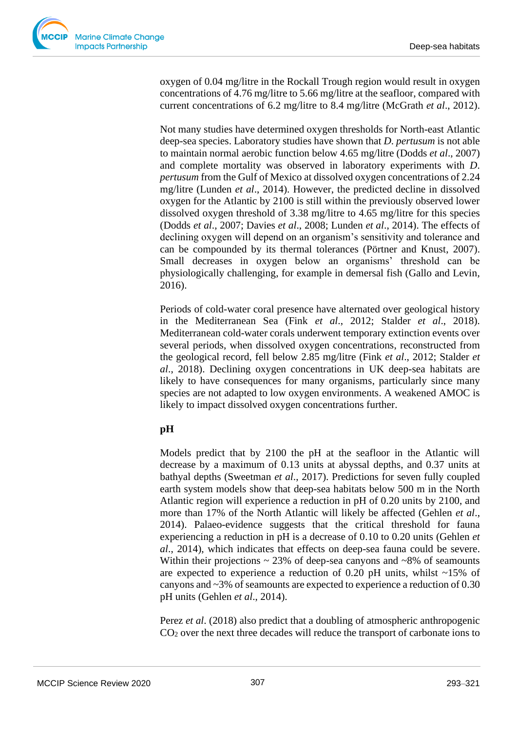oxygen of 0.04 mg/litre in the Rockall Trough region would result in oxygen concentrations of 4.76 mg/litre to 5.66 mg/litre at the seafloor, compared with current concentrations of 6.2 mg/litre to 8.4 mg/litre (McGrath *et al*., 2012).

Not many studies have determined oxygen thresholds for North-east Atlantic deep-sea species. Laboratory studies have shown that *D. pertusum* is not able to maintain normal aerobic function below 4.65 mg/litre (Dodds *et al*., 2007) and complete mortality was observed in laboratory experiments with *D. pertusum* from the Gulf of Mexico at dissolved oxygen concentrations of 2.24 mg/litre (Lunden *et al*., 2014). However, the predicted decline in dissolved oxygen for the Atlantic by 2100 is still within the previously observed lower dissolved oxygen threshold of 3.38 mg/litre to 4.65 mg/litre for this species (Dodds *et al*., 2007; Davies *et al*., 2008; Lunden *et al*., 2014). The effects of declining oxygen will depend on an organism's sensitivity and tolerance and can be compounded by its thermal tolerances (Pörtner and Knust, 2007). Small decreases in oxygen below an organisms' threshold can be physiologically challenging, for example in demersal fish (Gallo and Levin, 2016).

Periods of cold-water coral presence have alternated over geological history in the Mediterranean Sea (Fink *et al*., 2012; Stalder *et al*., 2018). Mediterranean cold-water corals underwent temporary extinction events over several periods, when dissolved oxygen concentrations, reconstructed from the geological record, fell below 2.85 mg/litre (Fink *et al*., 2012; Stalder *et al*., 2018). Declining oxygen concentrations in UK deep-sea habitats are likely to have consequences for many organisms, particularly since many species are not adapted to low oxygen environments. A weakened AMOC is likely to impact dissolved oxygen concentrations further.

**pH**

Models predict that by 2100 the pH at the seafloor in the Atlantic will decrease by a maximum of 0.13 units at abyssal depths, and 0.37 units at bathyal depths (Sweetman *et al*., 2017). Predictions for seven fully coupled earth system models show that deep-sea habitats below 500 m in the North Atlantic region will experience a reduction in pH of 0.20 units by 2100, and more than 17% of the North Atlantic will likely be affected (Gehlen *et al*., 2014). Palaeo-evidence suggests that the critical threshold for fauna experiencing a reduction in pH is a decrease of 0.10 to 0.20 units (Gehlen *et al*., 2014), which indicates that effects on deep-sea fauna could be severe. Within their projections ~ 23% of deep-sea canyons and ~8% of seamounts are expected to experience a reduction of 0.20 pH units, whilst ~15% of canyons and ~3% of seamounts are expected to experience a reduction of 0.30 pH units (Gehlen *et al*., 2014).

Perez *et al*. (2018) also predict that a doubling of atmospheric anthropogenic $CO_2$ over the next three decades will reduce the transport of carbonate ions to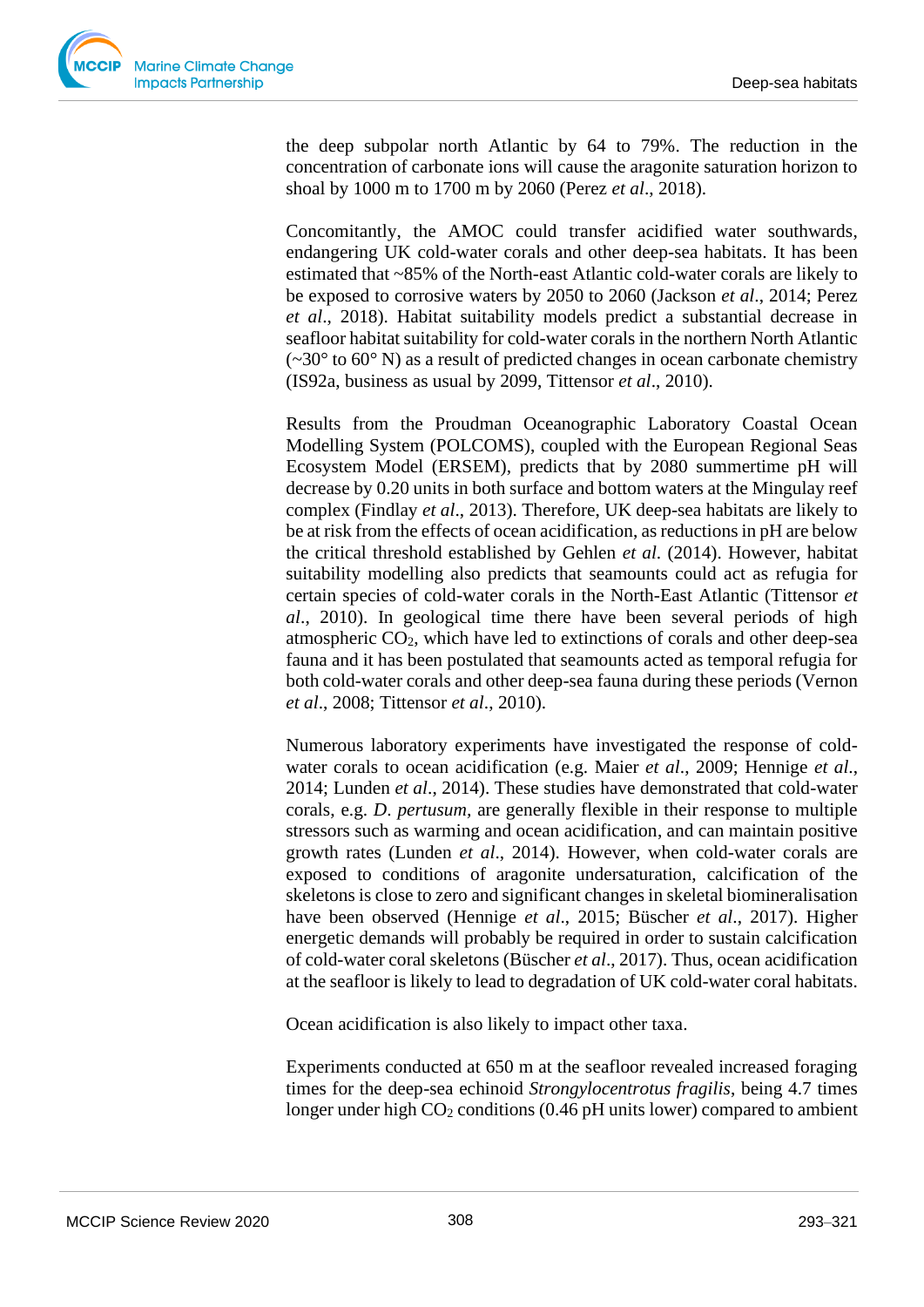the deep subpolar north Atlantic by 64 to 79%. The reduction in the concentration of carbonate ions will cause the aragonite saturation horizon to shoal by 1000 m to 1700 m by 2060 (Perez *et al*., 2018).

Concomitantly, the AMOC could transfer acidified water southwards, endangering UK cold-water corals and other deep-sea habitats. It has been estimated that ~85% of the North-east Atlantic cold-water corals are likely to be exposed to corrosive waters by 2050 to 2060 (Jackson *et al*., 2014; Perez *et al*., 2018). Habitat suitability models predict a substantial decrease in seafloor habitat suitability for cold-water corals in the northern North Atlantic (~30° to 60° N) as a result of predicted changes in ocean carbonate chemistry (IS92a, business as usual by 2099, Tittensor *et al*., 2010).

Results from the Proudman Oceanographic Laboratory Coastal Ocean Modelling System (POLCOMS), coupled with the European Regional Seas Ecosystem Model (ERSEM), predicts that by 2080 summertime pH will decrease by 0.20 units in both surface and bottom waters at the Mingulay reef complex (Findlay *et al*., 2013). Therefore, UK deep-sea habitats are likely to be at risk from the effects of ocean acidification, as reductions in pH are below the critical threshold established by Gehlen *et al.* (2014). However, habitat suitability modelling also predicts that seamounts could act as refugia for certain species of cold-water corals in the North-East Atlantic (Tittensor *et al*., 2010). In geological time there have been several periods of high atmospheric $CO_2$, which have led to extinctions of corals and other deep-sea fauna and it has been postulated that seamounts acted as temporal refugia for both cold-water corals and other deep-sea fauna during these periods (Vernon *et al*., 2008; Tittensor *et al*., 2010).

Numerous laboratory experiments have investigated the response of cold-water corals to ocean acidification (e.g. Maier *et al*., 2009; Hennige *et al*., 2014; Lunden *et al*., 2014). These studies have demonstrated that cold-water corals, e.g. *D. pertusum*, are generally flexible in their response to multiple stressors such as warming and ocean acidification, and can maintain positive growth rates (Lunden *et al*., 2014). However, when cold-water corals are exposed to conditions of aragonite undersaturation, calcification of the skeletons is close to zero and significant changes in skeletal biomineralisation have been observed (Hennige *et al*., 2015; Büscher *et al*., 2017). Higher energetic demands will probably be required in order to sustain calcification of cold-water coral skeletons (Büscher *et al*., 2017). Thus, ocean acidification at the seafloor is likely to lead to degradation of UK cold-water coral habitats.

Ocean acidification is also likely to impact other taxa.

Experiments conducted at 650 m at the seafloor revealed increased foraging times for the deep-sea echinoid *Strongylocentrotus fragilis*, being 4.7 times longer under high $CO_2$ conditions (0.46 pH units lower) compared to ambient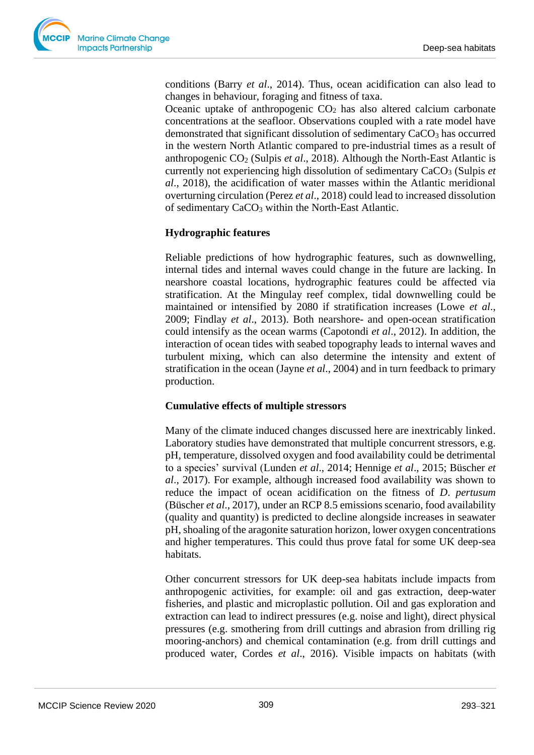conditions (Barry *et al*., 2014). Thus, ocean acidification can also lead to changes in behaviour, foraging and fitness of taxa.
Oceanic uptake of anthropogenic $CO_2$ has also altered calcium carbonate concentrations at the seafloor. Observations coupled with a rate model have demonstrated that significant dissolution of sedimentary $CaCO_3$ has occurred in the western North Atlantic compared to pre-industrial times as a result of anthropogenic $CO_2$ (Sulpis *et al*., 2018). Although the North-East Atlantic is currently not experiencing high dissolution of sedimentary $CaCO_3$ (Sulpis *et al*., 2018), the acidification of water masses within the Atlantic meridional overturning circulation (Perez *et al*., 2018) could lead to increased dissolution of sedimentary $CaCO_3$ within the North-East Atlantic.

### Hydrographic features

Reliable predictions of how hydrographic features, such as downwelling, internal tides and internal waves could change in the future are lacking. In nearshore coastal locations, hydrographic features could be affected via stratification. At the Mingulay reef complex, tidal downwelling could be maintained or intensified by 2080 if stratification increases (Lowe *et al*., 2009; Findlay *et al*., 2013). Both nearshore- and open-ocean stratification could intensify as the ocean warms (Capotondi *et al*., 2012). In addition, the interaction of ocean tides with seabed topography leads to internal waves and turbulent mixing, which can also determine the intensity and extent of stratification in the ocean (Jayne *et al*., 2004) and in turn feedback to primary production.

### Cumulative effects of multiple stressors

Many of the climate induced changes discussed here are inextricably linked. Laboratory studies have demonstrated that multiple concurrent stressors, e.g. pH, temperature, dissolved oxygen and food availability could be detrimental to a species' survival (Lunden *et al*., 2014; Hennige *et al*., 2015; Büscher *et al*., 2017). For example, although increased food availability was shown to reduce the impact of ocean acidification on the fitness of *D. pertusum* (Büscher *et al.*, 2017), under an RCP 8.5 emissions scenario, food availability (quality and quantity) is predicted to decline alongside increases in seawater pH, shoaling of the aragonite saturation horizon, lower oxygen concentrations and higher temperatures. This could thus prove fatal for some UK deep-sea habitats.

Other concurrent stressors for UK deep-sea habitats include impacts from anthropogenic activities, for example: oil and gas extraction, deep-water fisheries, and plastic and microplastic pollution. Oil and gas exploration and extraction can lead to indirect pressures (e.g. noise and light), direct physical pressures (e.g. smothering from drill cuttings and abrasion from drilling rig mooring-anchors) and chemical contamination (e.g. from drill cuttings and produced water, Cordes *et al*., 2016). Visible impacts on habitats (with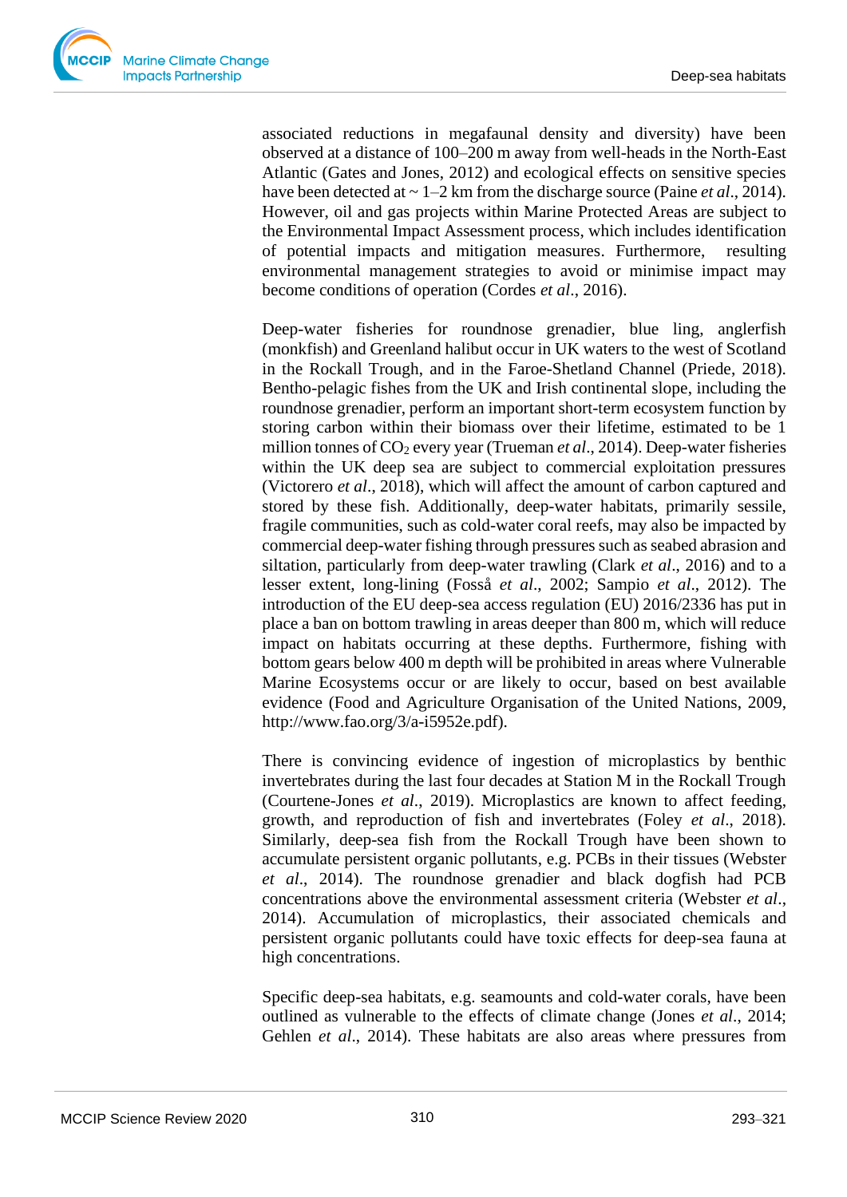associated reductions in megafaunal density and diversity) have been observed at a distance of 100–200 m away from well-heads in the North-East Atlantic (Gates and Jones, 2012) and ecological effects on sensitive species have been detected at ~ 1–2 km from the discharge source (Paine *et al*., 2014). However, oil and gas projects within Marine Protected Areas are subject to the Environmental Impact Assessment process, which includes identification of potential impacts and mitigation measures. Furthermore, resulting environmental management strategies to avoid or minimise impact may become conditions of operation (Cordes *et al*., 2016).

Deep-water fisheries for roundnose grenadier, blue ling, anglerfish (monkfish) and Greenland halibut occur in UK waters to the west of Scotland in the Rockall Trough, and in the Faroe-Shetland Channel (Priede, 2018). Bentho-pelagic fishes from the UK and Irish continental slope, including the roundnose grenadier, perform an important short-term ecosystem function by storing carbon within their biomass over their lifetime, estimated to be 1 million tonnes of $CO_2$ every year (Trueman *et al*., 2014). Deep-water fisheries within the UK deep sea are subject to commercial exploitation pressures (Victorero *et al*., 2018), which will affect the amount of carbon captured and stored by these fish. Additionally, deep-water habitats, primarily sessile, fragile communities, such as cold-water coral reefs, may also be impacted by commercial deep-water fishing through pressures such as seabed abrasion and siltation, particularly from deep-water trawling (Clark *et al*., 2016) and to a lesser extent, long-lining (Fosså *et al*., 2002; Sampio *et al*., 2012). The introduction of the EU deep-sea access regulation (EU) 2016/2336 has put in place a ban on bottom trawling in areas deeper than 800 m, which will reduce impact on habitats occurring at these depths. Furthermore, fishing with bottom gears below 400 m depth will be prohibited in areas where Vulnerable Marine Ecosystems occur or are likely to occur, based on best available evidence (Food and Agriculture Organisation of the United Nations, 2009, http://www.fao.org/3/a-i5952e.pdf).

There is convincing evidence of ingestion of microplastics by benthic invertebrates during the last four decades at Station M in the Rockall Trough (Courtene-Jones *et al*., 2019). Microplastics are known to affect feeding, growth, and reproduction of fish and invertebrates (Foley *et al*., 2018). Similarly, deep-sea fish from the Rockall Trough have been shown to accumulate persistent organic pollutants, e.g. PCBs in their tissues (Webster *et al*., 2014). The roundnose grenadier and black dogfish had PCB concentrations above the environmental assessment criteria (Webster *et al*., 2014). Accumulation of microplastics, their associated chemicals and persistent organic pollutants could have toxic effects for deep-sea fauna at high concentrations.

Specific deep-sea habitats, e.g. seamounts and cold-water corals, have been outlined as vulnerable to the effects of climate change (Jones *et al*., 2014; Gehlen *et al*., 2014). These habitats are also areas where pressures from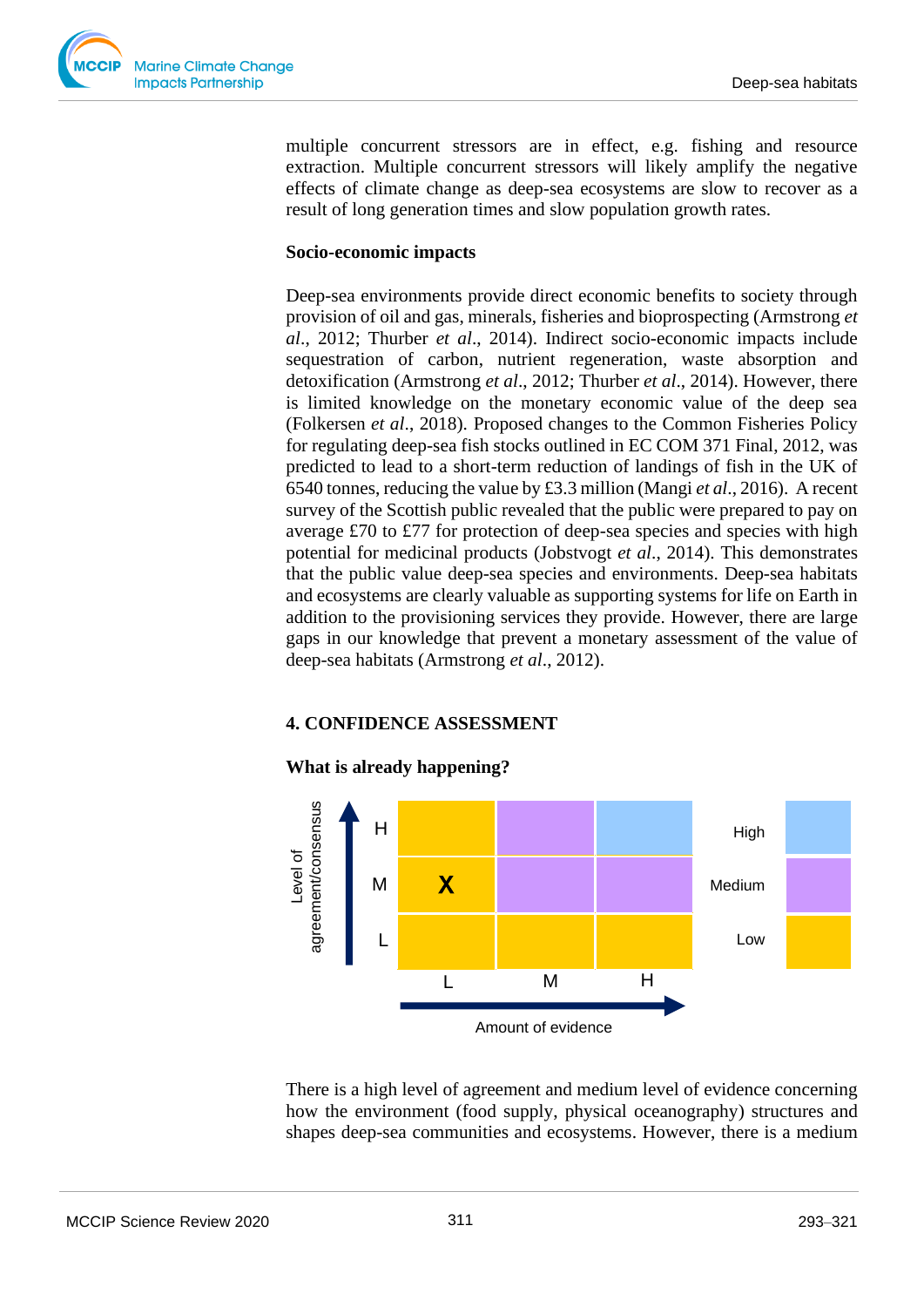multiple concurrent stressors are in effect, e.g. fishing and resource extraction. Multiple concurrent stressors will likely amplify the negative effects of climate change as deep-sea ecosystems are slow to recover as a result of long generation times and slow population growth rates.

**Socio-economic impacts**

Deep-sea environments provide direct economic benefits to society through provision of oil and gas, minerals, fisheries and bioprospecting (Armstrong *et al*., 2012; Thurber *et al*., 2014). Indirect socio-economic impacts include sequestration of carbon, nutrient regeneration, waste absorption and detoxification (Armstrong *et al*., 2012; Thurber *et al*., 2014). However, there is limited knowledge on the monetary economic value of the deep sea (Folkersen *et al*., 2018). Proposed changes to the Common Fisheries Policy for regulating deep-sea fish stocks outlined in EC COM 371 Final, 2012, was predicted to lead to a short-term reduction of landings of fish in the UK of 6540 tonnes, reducing the value by £3.3 million (Mangi *et al*., 2016). A recent survey of the Scottish public revealed that the public were prepared to pay on average £70 to £77 for protection of deep-sea species and species with high potential for medicinal products (Jobstvogt *et al*., 2014). This demonstrates that the public value deep-sea species and environments. Deep-sea habitats and ecosystems are clearly valuable as supporting systems for life on Earth in addition to the provisioning services they provide. However, there are large gaps in our knowledge that prevent a monetary assessment of the value of deep-sea habitats (Armstrong *et al*., 2012).

## 4. CONFIDENCE ASSESSMENT

**What is already happening?**

| Level of agreement/consensus | L | M | H |
|---|---|---|---|
| H | | | |
| M | X | | |
| L | | | |

Amount of evidence (L, M, H). Confidence levels: High, Medium, Low.

There is a high level of agreement and medium level of evidence concerning how the environment (food supply, physical oceanography) structures and shapes deep-sea communities and ecosystems. However, there is a medium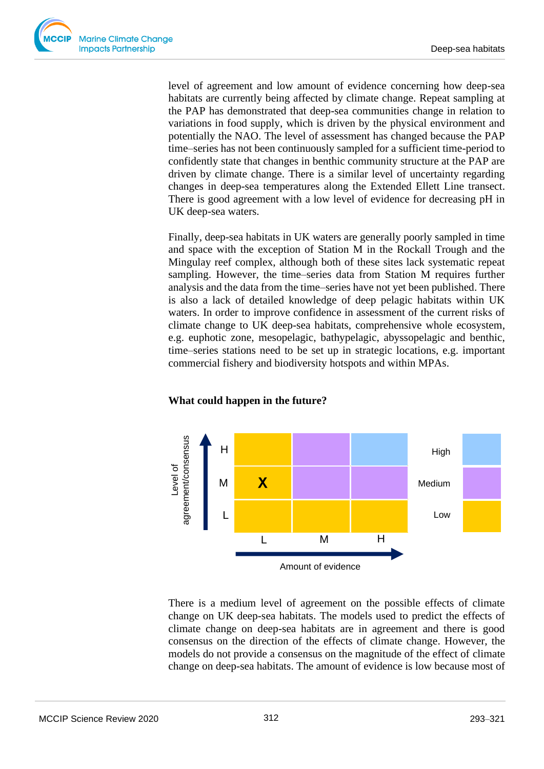level of agreement and low amount of evidence concerning how deep-sea habitats are currently being affected by climate change. Repeat sampling at the PAP has demonstrated that deep-sea communities change in relation to variations in food supply, which is driven by the physical environment and potentially the NAO. The level of assessment has changed because the PAP time–series has not been continuously sampled for a sufficient time-period to confidently state that changes in benthic community structure at the PAP are driven by climate change. There is a similar level of uncertainty regarding changes in deep-sea temperatures along the Extended Ellett Line transect. There is good agreement with a low level of evidence for decreasing pH in UK deep-sea waters.

Finally, deep-sea habitats in UK waters are generally poorly sampled in time and space with the exception of Station M in the Rockall Trough and the Mingulay reef complex, although both of these sites lack systematic repeat sampling. However, the time–series data from Station M requires further analysis and the data from the time–series have not yet been published. There is also a lack of detailed knowledge of deep pelagic habitats within UK waters. In order to improve confidence in assessment of the current risks of climate change to UK deep-sea habitats, comprehensive whole ecosystem, e.g. euphotic zone, mesopelagic, bathypelagic, abyssopelagic and benthic, time–series stations need to be set up in strategic locations, e.g. important commercial fishery and biodiversity hotspots and within MPAs.

**What could happen in the future?**

| Level of agreement/consensus | L | M | H |
|---|---|---|---|
| H | | | |
| M | X | | |
| L | | | |

Amount of evidence (L, M, H). Confidence key: High, Medium, Low.

There is a medium level of agreement on the possible effects of climate change on UK deep-sea habitats. The models used to predict the effects of climate change on deep-sea habitats are in agreement and there is good consensus on the direction of the effects of climate change. However, the models do not provide a consensus on the magnitude of the effect of climate change on deep-sea habitats. The amount of evidence is low because most of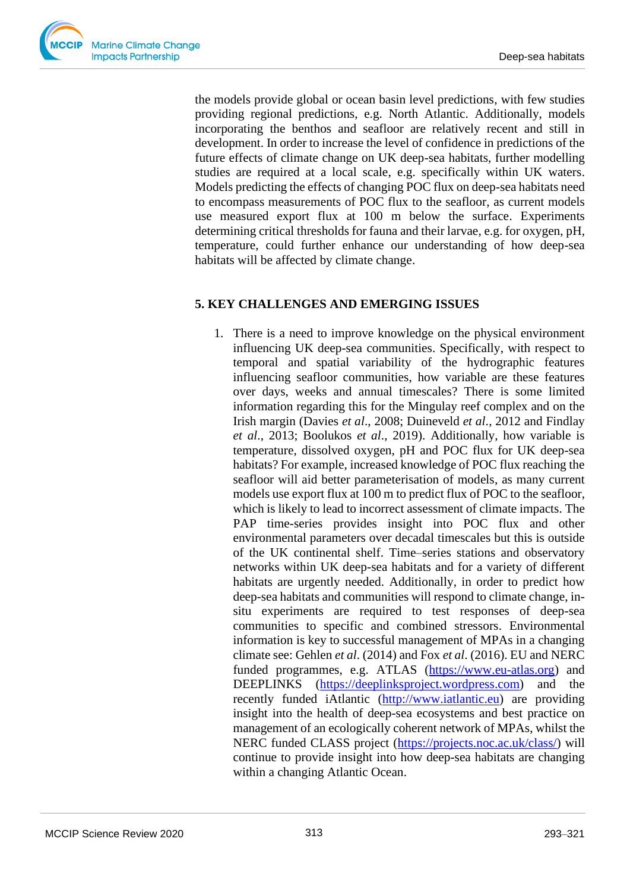the models provide global or ocean basin level predictions, with few studies providing regional predictions, e.g. North Atlantic. Additionally, models incorporating the benthos and seafloor are relatively recent and still in development. In order to increase the level of confidence in predictions of the future effects of climate change on UK deep-sea habitats, further modelling studies are required at a local scale, e.g. specifically within UK waters. Models predicting the effects of changing POC flux on deep-sea habitats need to encompass measurements of POC flux to the seafloor, as current models use measured export flux at 100 m below the surface. Experiments determining critical thresholds for fauna and their larvae, e.g. for oxygen, pH, temperature, could further enhance our understanding of how deep-sea habitats will be affected by climate change.

## 5. KEY CHALLENGES AND EMERGING ISSUES

1. There is a need to improve knowledge on the physical environment influencing UK deep-sea communities. Specifically, with respect to temporal and spatial variability of the hydrographic features influencing seafloor communities, how variable are these features over days, weeks and annual timescales? There is some limited information regarding this for the Mingulay reef complex and on the Irish margin (Davies *et al*., 2008; Duineveld *et al*., 2012 and Findlay *et al*., 2013; Boolukos *et al*., 2019). Additionally, how variable is temperature, dissolved oxygen, pH and POC flux for UK deep-sea habitats? For example, increased knowledge of POC flux reaching the seafloor will aid better parameterisation of models, as many current models use export flux at 100 m to predict flux of POC to the seafloor, which is likely to lead to incorrect assessment of climate impacts. The PAP time-series provides insight into POC flux and other environmental parameters over decadal timescales but this is outside of the UK continental shelf. Time–series stations and observatory networks within UK deep-sea habitats and for a variety of different habitats are urgently needed. Additionally, in order to predict how deep-sea habitats and communities will respond to climate change, in-situ experiments are required to test responses of deep-sea communities to specific and combined stressors. Environmental information is key to successful management of MPAs in a changing climate see: Gehlen *et al*. (2014) and Fox *et al*. (2016). EU and NERC funded programmes, e.g. ATLAS (https://www.eu-atlas.org) and DEEPLINKS (https://deeplinksproject.wordpress.com) and the recently funded iAtlantic (http://www.iatlantic.eu) are providing insight into the health of deep-sea ecosystems and best practice on management of an ecologically coherent network of MPAs, whilst the NERC funded CLASS project (https://projects.noc.ac.uk/class/) will continue to provide insight into how deep-sea habitats are changing within a changing Atlantic Ocean.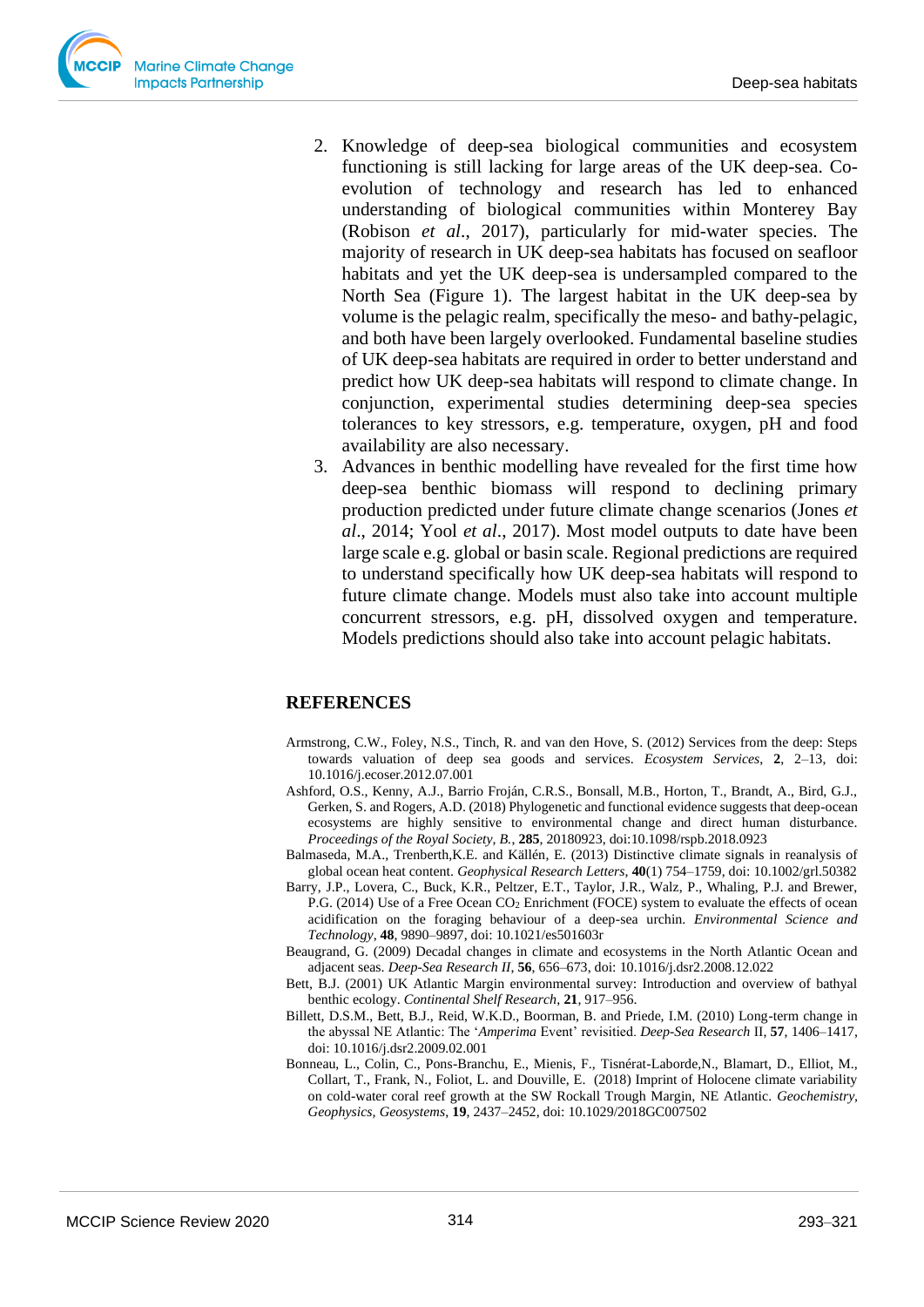2. Knowledge of deep-sea biological communities and ecosystem functioning is still lacking for large areas of the UK deep-sea. Co-evolution of technology and research has led to enhanced understanding of biological communities within Monterey Bay (Robison *et al*., 2017), particularly for mid-water species. The majority of research in UK deep-sea habitats has focused on seafloor habitats and yet the UK deep-sea is undersampled compared to the North Sea (Figure 1). The largest habitat in the UK deep-sea by volume is the pelagic realm, specifically the meso- and bathy-pelagic, and both have been largely overlooked. Fundamental baseline studies of UK deep-sea habitats are required in order to better understand and predict how UK deep-sea habitats will respond to climate change. In conjunction, experimental studies determining deep-sea species tolerances to key stressors, e.g. temperature, oxygen, pH and food availability are also necessary.
3. Advances in benthic modelling have revealed for the first time how deep-sea benthic biomass will respond to declining primary production predicted under future climate change scenarios (Jones *et al*., 2014; Yool *et al*., 2017). Most model outputs to date have been large scale e.g. global or basin scale. Regional predictions are required to understand specifically how UK deep-sea habitats will respond to future climate change. Models must also take into account multiple concurrent stressors, e.g. pH, dissolved oxygen and temperature. Models predictions should also take into account pelagic habitats.

## REFERENCES

Armstrong, C.W., Foley, N.S., Tinch, R. and van den Hove, S. (2012) Services from the deep: Steps towards valuation of deep sea goods and services. *Ecosystem Services*, **2**, 2–13, doi: 10.1016/j.ecoser.2012.07.001

Ashford, O.S., Kenny, A.J., Barrio Froján, C.R.S., Bonsall, M.B., Horton, T., Brandt, A., Bird, G.J., Gerken, S. and Rogers, A.D. (2018) Phylogenetic and functional evidence suggests that deep-ocean ecosystems are highly sensitive to environmental change and direct human disturbance. *Proceedings of the Royal Society, B.*, **285**, 20180923, doi:10.1098/rspb.2018.0923

Balmaseda, M.A., Trenberth,K.E. and Källén, E. (2013) Distinctive climate signals in reanalysis of global ocean heat content. *Geophysical Research Letters*, **40**(1) 754–1759, doi: 10.1002/grl.50382

Barry, J.P., Lovera, C., Buck, K.R., Peltzer, E.T., Taylor, J.R., Walz, P., Whaling, P.J. and Brewer, P.G. (2014) Use of a Free Ocean $CO_2$ Enrichment (FOCE) system to evaluate the effects of ocean acidification on the foraging behaviour of a deep-sea urchin. *Environmental Science and Technology*, **48**, 9890–9897, doi: 10.1021/es501603r

Beaugrand, G. (2009) Decadal changes in climate and ecosystems in the North Atlantic Ocean and adjacent seas. *Deep-Sea Research II*, **56**, 656–673, doi: 10.1016/j.dsr2.2008.12.022

Bett, B.J. (2001) UK Atlantic Margin environmental survey: Introduction and overview of bathyal benthic ecology. *Continental Shelf Research*, **21**, 917–956.

Billett, D.S.M., Bett, B.J., Reid, W.K.D., Boorman, B. and Priede, I.M. (2010) Long-term change in the abyssal NE Atlantic: The '*Amperima* Event' revisited. *Deep-Sea Research* II, **57**, 1406–1417, doi: 10.1016/j.dsr2.2009.02.001

Bonneau, L., Colin, C., Pons-Branchu, E., Mienis, F., Tisnérat-Laborde,N., Blamart, D., Elliot, M., Collart, T., Frank, N., Foliot, L. and Douville, E. (2018) Imprint of Holocene climate variability on cold-water coral reef growth at the SW Rockall Trough Margin, NE Atlantic. *Geochemistry, Geophysics, Geosystems*, **19**, 2437–2452, doi: 10.1029/2018GC007502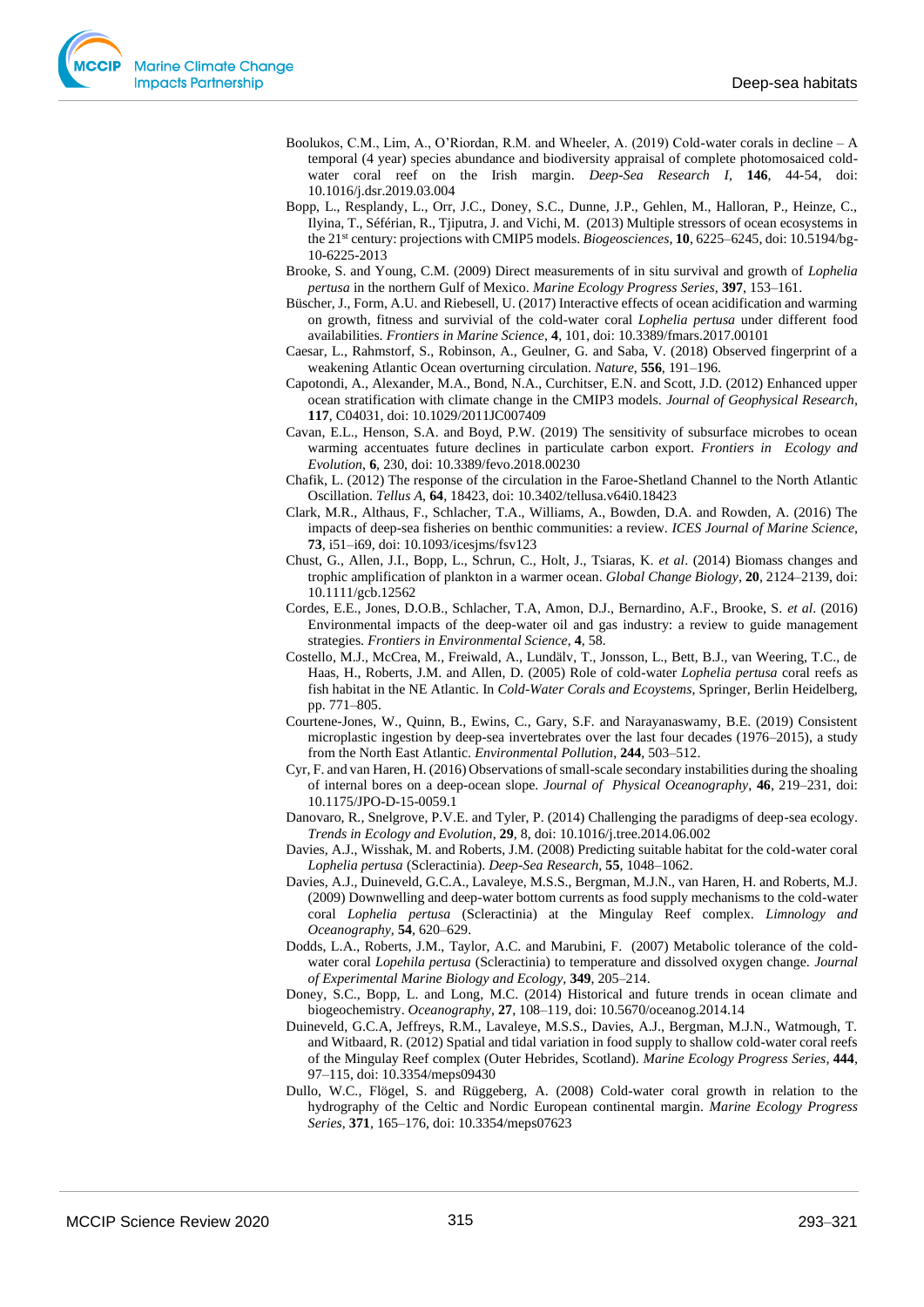Boolukos, C.M., Lim, A., O'Riordan, R.M. and Wheeler, A. (2019) Cold-water corals in decline – A temporal (4 year) species abundance and biodiversity appraisal of complete photomosaiced cold-water coral reef on the Irish margin. *Deep-Sea Research I*, **146**, 44-54, doi: 10.1016/j.dsr.2019.03.004

Bopp, L., Resplandy, L., Orr, J.C., Doney, S.C., Dunne, J.P., Gehlen, M., Halloran, P., Heinze, C., Ilyina, T., Séférian, R., Tjiputra, J. and Vichi, M. (2013) Multiple stressors of ocean ecosystems in the 21st century: projections with CMIP5 models. *Biogeosciences*, **10**, 6225–6245, doi: 10.5194/bg-10-6225-2013

Brooke, S. and Young, C.M. (2009) Direct measurements of in situ survival and growth of *Lophelia pertusa* in the northern Gulf of Mexico. *Marine Ecology Progress Series*, **397**, 153–161.

Büscher, J., Form, A.U. and Riebesell, U. (2017) Interactive effects of ocean acidification and warming on growth, fitness and survivial of the cold-water coral *Lophelia pertusa* under different food availabilities. *Frontiers in Marine Science*, **4**, 101, doi: 10.3389/fmars.2017.00101

Caesar, L., Rahmstorf, S., Robinson, A., Geulner, G. and Saba, V. (2018) Observed fingerprint of a weakening Atlantic Ocean overturning circulation. *Nature*, **556**, 191–196.

Capotondi, A., Alexander, M.A., Bond, N.A., Curchitser, E.N. and Scott, J.D. (2012) Enhanced upper ocean stratification with climate change in the CMIP3 models. *Journal of Geophysical Research*, **117**, C04031, doi: 10.1029/2011JC007409

Cavan, E.L., Henson, S.A. and Boyd, P.W. (2019) The sensitivity of subsurface microbes to ocean warming accentuates future declines in particulate carbon export. *Frontiers in Ecology and Evolution*, **6**, 230, doi: 10.3389/fevo.2018.00230

Chafik, L. (2012) The response of the circulation in the Faroe-Shetland Channel to the North Atlantic Oscillation. *Tellus A*, **64**, 18423, doi: 10.3402/tellusa.v64i0.18423

Clark, M.R., Althaus, F., Schlacher, T.A., Williams, A., Bowden, D.A. and Rowden, A. (2016) The impacts of deep-sea fisheries on benthic communities: a review. *ICES Journal of Marine Science*, **73**, i51–i69, doi: 10.1093/icesjms/fsv123

Chust, G., Allen, J.I., Bopp, L., Schrun, C., Holt, J., Tsiaras, K. *et al*. (2014) Biomass changes and trophic amplification of plankton in a warmer ocean. *Global Change Biology*, **20**, 2124–2139, doi: 10.1111/gcb.12562

Cordes, E.E., Jones, D.O.B., Schlacher, T.A, Amon, D.J., Bernardino, A.F., Brooke, S. *et al*. (2016) Environmental impacts of the deep-water oil and gas industry: a review to guide management strategies. *Frontiers in Environmental Science*, **4**, 58.

Costello, M.J., McCrea, M., Freiwald, A., Lundälv, T., Jonsson, L., Bett, B.J., van Weering, T.C., de Haas, H., Roberts, J.M. and Allen, D. (2005) Role of cold-water *Lophelia pertusa* coral reefs as fish habitat in the NE Atlantic. In *Cold-Water Corals and Ecoystems*, Springer, Berlin Heidelberg, pp. 771–805.

Courtene-Jones, W., Quinn, B., Ewins, C., Gary, S.F. and Narayanaswamy, B.E. (2019) Consistent microplastic ingestion by deep-sea invertebrates over the last four decades (1976–2015), a study from the North East Atlantic. *Environmental Pollution*, **244**, 503–512.

Cyr, F. and van Haren, H. (2016) Observations of small-scale secondary instabilities during the shoaling of internal bores on a deep-ocean slope. *Journal of Physical Oceanography*, **46**, 219–231, doi: 10.1175/JPO-D-15-0059.1

Danovaro, R., Snelgrove, P.V.E. and Tyler, P. (2014) Challenging the paradigms of deep-sea ecology. *Trends in Ecology and Evolution*, **29**, 8, doi: 10.1016/j.tree.2014.06.002

Davies, A.J., Wisshak, M. and Roberts, J.M. (2008) Predicting suitable habitat for the cold-water coral *Lophelia pertusa* (Scleractinia). *Deep-Sea Research*, **55**, 1048–1062.

Davies, A.J., Duineveld, G.C.A., Lavaleye, M.S.S., Bergman, M.J.N., van Haren, H. and Roberts, M.J. (2009) Downwelling and deep-water bottom currents as food supply mechanisms to the cold-water coral *Lophelia pertusa* (Scleractinia) at the Mingulay Reef complex. *Limnology and Oceanography*, **54**, 620–629.

Dodds, L.A., Roberts, J.M., Taylor, A.C. and Marubini, F. (2007) Metabolic tolerance of the cold-water coral *Lopehila pertusa* (Scleractinia) to temperature and dissolved oxygen change. *Journal of Experimental Marine Biology and Ecology*, **349**, 205–214.

Doney, S.C., Bopp, L. and Long, M.C. (2014) Historical and future trends in ocean climate and biogeochemistry. *Oceanography*, **27**, 108–119, doi: 10.5670/oceanog.2014.14

Duineveld, G.C.A, Jeffreys, R.M., Lavaleye, M.S.S., Davies, A.J., Bergman, M.J.N., Watmough, T. and Witbaard, R. (2012) Spatial and tidal variation in food supply to shallow cold-water coral reefs of the Mingulay Reef complex (Outer Hebrides, Scotland). *Marine Ecology Progress Series*, **444**, 97–115, doi: 10.3354/meps09430

Dullo, W.C., Flögel, S. and Rüggeberg, A. (2008) Cold-water coral growth in relation to the hydrography of the Celtic and Nordic European continental margin. *Marine Ecology Progress Series*, **371**, 165–176, doi: 10.3354/meps07623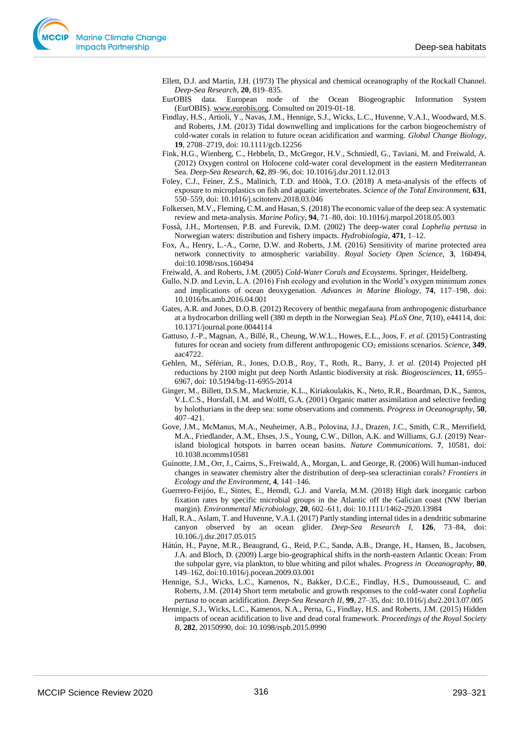Ellett, D.J. and Martin, J.H. (1973) The physical and chemical oceanography of the Rockall Channel. *Deep-Sea Research*, **20**, 819–835.

EurOBIS data. European node of the Ocean Biogeographic Information System (EurOBIS). www.eurobis.org. Consulted on 2019-01-18.

Findlay, H.S., Artioli, Y., Navas, J.M., Hennige, S.J., Wicks, L.C., Huvenne, V.A.I., Woodward, M.S. and Roberts, J.M. (2013) Tidal downwelling and implications for the carbon biogeochemistry of cold-water corals in relation to future ocean acidification and warming. *Global Change Biology*, **19**, 2708–2719, doi: 10.1111/gcb.12256

Fink, H.G., Wienberg, C., Hebbeln, D., McGregor, H.V., Schmiedl, G., Taviani, M. and Freiwald, A. (2012) Oxygen control on Holocene cold-water coral development in the eastern Mediterranean Sea. *Deep-Sea Research*, **62**, 89–96, doi: 10.1016/j.dsr.2011.12.013

Foley, C.J., Feiner, Z.S., Malinich, T.D. and Höök, T.O. (2018) A meta-analysis of the effects of exposure to microplastics on fish and aquatic invertebrates. *Science of the Total Environment*, **631**, 550–559, doi: 10.1016/j.scitotenv.2018.03.046

Folkersen, M.V., Fleming, C.M. and Hasan, S. (2018) The economic value of the deep sea: A systematic review and meta-analysis. *Marine Policy*, **94**, 71–80, doi: 10.1016/j.marpol.2018.05.003

Fosså, J.H., Mortensen, P.B. and Furevik, D.M. (2002) The deep-water coral *Lophelia pertusa* in Norwegian waters: distribution and fishery impacts. *Hydrobiologia*, **471**, 1–12.

Fox, A., Henry, L.-A., Corne, D.W. and Roberts, J.M. (2016) Sensitivity of marine protected area network connectivity to atmospheric variability. *Royal Society Open Science*, **3**, 160494, doi:10.1098/rsos.160494

Freiwald, A. and Roberts, J.M. (2005) *Cold-Water Corals and Ecosystems*. Springer, Heidelberg.

Gallo, N.D. and Levin, L.A. (2016) Fish ecology and evolution in the World's oxygen minimum zones and implications of ocean deoxygenation. *Advances in Marine Biology*, **74**, 117–198, doi: 10.1016/bs.amb.2016.04.001

Gates, A.R. and Jones, D.O.B. (2012) Recovery of benthic megafauna from anthropogenic disturbance at a hydrocarbon drilling well (380 m depth in the Norwegian Sea). *PLoS One*, **7**(10), e44114, doi: 10.1371/journal.pone.0044114

Gattuso, J.-P., Magnan, A., Billé, R., Cheung, W.W.L., Howes, E.L., Joos, F. *et al*. (2015) Contrasting futures for ocean and society from different anthropogenic $CO_2$ emissions scenarios. *Science*, **349**, aac4722.

Gehlen, M., Séférian, R., Jones, D.O.B., Roy, T., Roth, R., Barry, J. *et al*. (2014) Projected pH reductions by 2100 might put deep North Atlantic biodiversity at risk. *Biogeosciences*, **11**, 6955–6967, doi: 10.5194/bg-11-6955-2014

Ginger, M., Billett, D.S.M., Mackenzie, K.L., Kiriakoulakis, K., Neto, R.R., Boardman, D.K., Santos, V.L.C.S., Horsfall, I.M. and Wolff, G.A. (2001) Organic matter assimilation and selective feeding by holothurians in the deep sea: some observations and comments. *Progress in Oceanography*, **50**, 407–421.

Gove, J.M., McManus, M.A., Neuheimer, A.B., Polovina, J.J., Drazen, J.C., Smith, C.R., Merrifield, M.A., Friedlander, A.M., Ehses, J.S., Young, C.W., Dillon, A.K. and Williams, G.J. (2019) Near-island biological hotspots in barren ocean basins. *Nature Communications*. **7**, 10581, doi: 10.1038.ncomms10581

Guinotte, J.M., Orr, J., Cairns, S., Freiwald, A., Morgan, L. and George, R. (2006) Will human-induced changes in seawater chemistry alter the distribution of deep-sea scleractinian corals? *Frontiers in Ecology and the Environment*, **4**, 141–146.

Guerrero-Feijóo, E., Sintes, E., Herndl, G.J. and Varela, M.M. (2018) High dark inorganic carbon fixation rates by specific microbial groups in the Atlantic off the Galician coast (NW Iberian margin). *Environmental Microbiology*, **20**, 602–611, doi: 10.1111/1462-2920.13984

Hall, R.A., Aslam, T. and Huvenne, V.A.I. (2017) Partly standing internal tides in a dendritic submarine canyon observed by an ocean glider. *Deep-Sea Research I*, **126**, 73–84, doi: 10.106./j.dsr.2017.05.015

Hátún, H., Payne, M.R., Beaugrand, G., Reid, P.C., Sandø, A.B., Drange, H., Hansen, B., Jacobsen, J.A. and Bloch, D. (2009) Large bio-geographical shifts in the north-eastern Atlantic Ocean: From the subpolar gyre, via plankton, to blue whiting and pilot whales. *Progress in Oceanography*, **80**, 149–162, doi:10.1016/j.pocean.2009.03.001

Hennige, S.J., Wicks, L.C., Kamenos, N., Bakker, D.C.E., Findlay, H.S., Dumousseaud, C. and Roberts, J.M. (2014) Short term metabolic and growth responses to the cold-water coral *Lophelia pertusa* to ocean acidification. *Deep-Sea Research II*, **99**, 27–35, doi: 10.1016/j.dsr2.2013.07.005

Hennige, S.J., Wicks, L.C., Kamenos, N.A., Perna, G., Findlay, H.S. and Roberts, J.M. (2015) Hidden impacts of ocean acidification to live and dead coral framework. *Proceedings of the Royal Society B*, **282**, 20150990, doi: 10.1098/rspb.2015.0990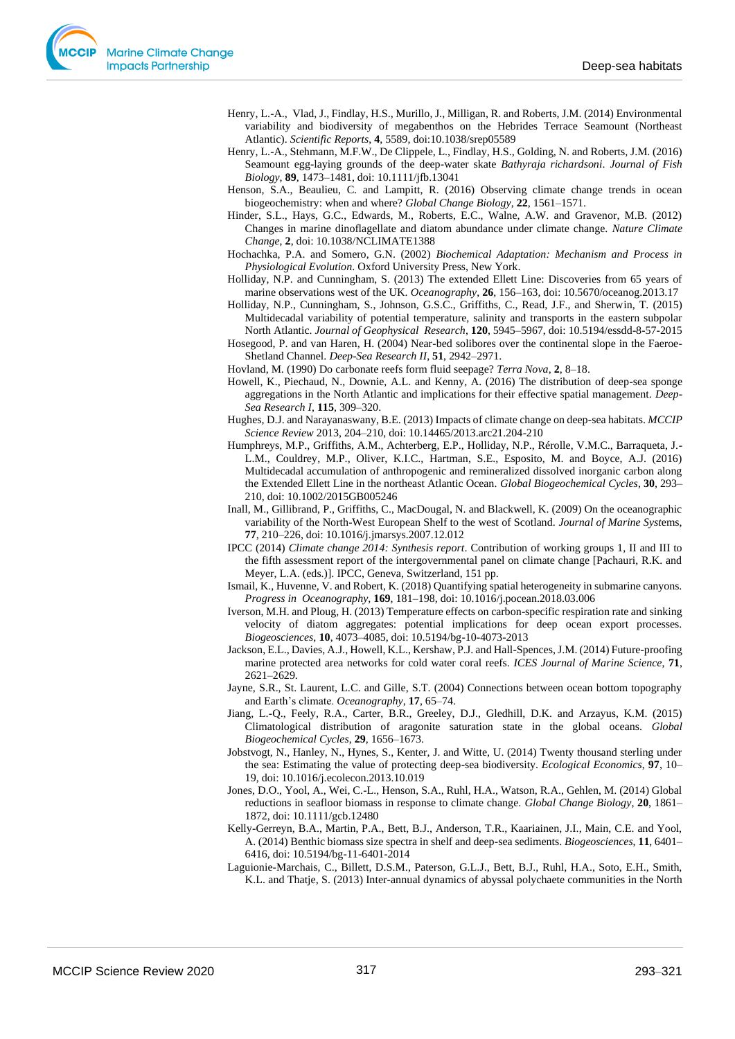Henry, L.-A., Vlad, J., Findlay, H.S., Murillo, J., Milligan, R. and Roberts, J.M. (2014) Environmental variability and biodiversity of megabenthos on the Hebrides Terrace Seamount (Northeast Atlantic). *Scientific Reports*, **4**, 5589, doi:10.1038/srep05589

Henry, L.-A., Stehmann, M.F.W., De Clippele, L., Findlay, H.S., Golding, N. and Roberts, J.M. (2016) Seamount egg-laying grounds of the deep-water skate *Bathyraja richardsoni*. *Journal of Fish Biology*, **89**, 1473–1481, doi: 10.1111/jfb.13041

Henson, S.A., Beaulieu, C. and Lampitt, R. (2016) Observing climate change trends in ocean biogeochemistry: when and where? *Global Change Biology*, **22**, 1561–1571.

Hinder, S.L., Hays, G.C., Edwards, M., Roberts, E.C., Walne, A.W. and Gravenor, M.B. (2012) Changes in marine dinoflagellate and diatom abundance under climate change. *Nature Climate Change*, **2**, doi: 10.1038/NCLIMATE1388

Hochachka, P.A. and Somero, G.N. (2002) *Biochemical Adaptation: Mechanism and Process in Physiological Evolution*. Oxford University Press, New York.

Holliday, N.P. and Cunningham, S. (2013) The extended Ellett Line: Discoveries from 65 years of marine observations west of the UK. *Oceanography*, **26**, 156–163, doi: 10.5670/oceanog.2013.17

Holliday, N.P., Cunningham, S., Johnson, G.S.C., Griffiths, C., Read, J.F., and Sherwin, T. (2015) Multidecadal variability of potential temperature, salinity and transports in the eastern subpolar North Atlantic. *Journal of Geophysical Research*, **120**, 5945–5967, doi: 10.5194/essdd-8-57-2015

Hosegood, P. and van Haren, H. (2004) Near-bed solibores over the continental slope in the Faeroe-Shetland Channel. *Deep-Sea Research II*, **51**, 2942–2971.

Hovland, M. (1990) Do carbonate reefs form fluid seepage? *Terra Nova*, **2**, 8–18.

Howell, K., Piechaud, N., Downie, A.L. and Kenny, A. (2016) The distribution of deep-sea sponge aggregations in the North Atlantic and implications for their effective spatial management. *Deep-Sea Research I*, **115**, 309–320.

Hughes, D.J. and Narayanaswany, B.E. (2013) Impacts of climate change on deep-sea habitats. *MCCIP Science Review* 2013, 204–210, doi: 10.14465/2013.arc21.204-210

Humphreys, M.P., Griffiths, A.M., Achterberg, E.P., Holliday, N.P., Rérolle, V.M.C., Barraqueta, J.-L.M., Couldrey, M.P., Oliver, K.I.C., Hartman, S.E., Esposito, M. and Boyce, A.J. (2016) Multidecadal accumulation of anthropogenic and remineralized dissolved inorganic carbon along the Extended Ellett Line in the northeast Atlantic Ocean. *Global Biogeochemical Cycles*, **30**, 293–210, doi: 10.1002/2015GB005246

Inall, M., Gillibrand, P., Griffiths, C., MacDougal, N. and Blackwell, K. (2009) On the oceanographic variability of the North-West European Shelf to the west of Scotland. *Journal of Marine Systems*, **77**, 210–226, doi: 10.1016/j.jmarsys.2007.12.012

IPCC (2014) *Climate change 2014: Synthesis report*. Contribution of working groups 1, II and III to the fifth assessment report of the intergovernmental panel on climate change [Pachauri, R.K. and Meyer, L.A. (eds.)]. IPCC, Geneva, Switzerland, 151 pp.

Ismail, K., Huvenne, V. and Robert, K. (2018) Quantifying spatial heterogeneity in submarine canyons. *Progress in Oceanography*, **169**, 181–198, doi: 10.1016/j.pocean.2018.03.006

Iverson, M.H. and Ploug, H. (2013) Temperature effects on carbon-specific respiration rate and sinking velocity of diatom aggregates: potential implications for deep ocean export processes. *Biogeosciences*, **10**, 4073–4085, doi: 10.5194/bg-10-4073-2013

Jackson, E.L., Davies, A.J., Howell, K.L., Kershaw, P.J. and Hall-Spences, J.M. (2014) Future-proofing marine protected area networks for cold water coral reefs. *ICES Journal of Marine Science*, **71**, 2621–2629.

Jayne, S.R., St. Laurent, L.C. and Gille, S.T. (2004) Connections between ocean bottom topography and Earth's climate. *Oceanography*, **17**, 65–74.

Jiang, L.-Q., Feely, R.A., Carter, B.R., Greeley, D.J., Gledhill, D.K. and Arzayus, K.M. (2015) Climatological distribution of aragonite saturation state in the global oceans. *Global Biogeochemical Cycles*, **29**, 1656–1673.

Jobstvogt, N., Hanley, N., Hynes, S., Kenter, J. and Witte, U. (2014) Twenty thousand sterling under the sea: Estimating the value of protecting deep-sea biodiversity. *Ecological Economics*, **97**, 10–19, doi: 10.1016/j.ecolecon.2013.10.019

Jones, D.O., Yool, A., Wei, C.-L., Henson, S.A., Ruhl, H.A., Watson, R.A., Gehlen, M. (2014) Global reductions in seafloor biomass in response to climate change. *Global Change Biology*, **20**, 1861–1872, doi: 10.1111/gcb.12480

Kelly-Gerreyn, B.A., Martin, P.A., Bett, B.J., Anderson, T.R., Kaariainen, J.I., Main, C.E. and Yool, A. (2014) Benthic biomass size spectra in shelf and deep-sea sediments. *Biogeosciences*, **11**, 6401–6416, doi: 10.5194/bg-11-6401-2014

Laguionie-Marchais, C., Billett, D.S.M., Paterson, G.L.J., Bett, B.J., Ruhl, H.A., Soto, E.H., Smith, K.L. and Thatje, S. (2013) Inter-annual dynamics of abyssal polychaete communities in the North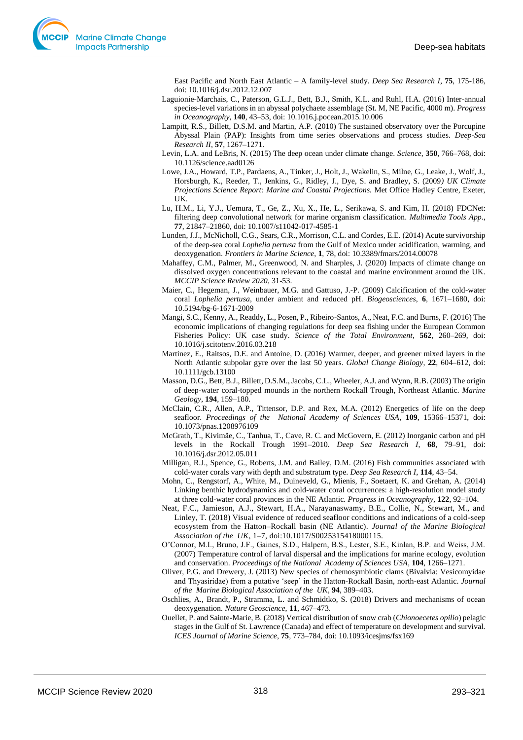East Pacific and North East Atlantic – A family-level study. *Deep Sea Research I*, **75**, 175-186, doi: 10.1016/j.dsr.2012.12.007

Laguionie-Marchais, C., Paterson, G.L.J., Bett, B.J., Smith, K.L. and Ruhl, H.A. (2016) Inter-annual species-level variations in an abyssal polychaete assemblage (St. M, NE Pacific, 4000 m). *Progress in Oceanography*, **140**, 43–53, doi: 10.1016.j.pocean.2015.10.006

Lampitt, R.S., Billett, D.S.M. and Martin, A.P. (2010) The sustained observatory over the Porcupine Abyssal Plain (PAP): Insights from time series observations and process studies. *Deep-Sea Research II*, **57**, 1267–1271.

Levin, L.A. and LeBris, N. (2015) The deep ocean under climate change. *Science*, **350**, 766–768, doi: 10.1126/science.aad0126

Lowe, J.A., Howard, T.P., Pardaens, A., Tinker, J., Holt, J., Wakelin, S., Milne, G., Leake, J., Wolf, J., Horsburgh, K., Reeder, T., Jenkins, G., Ridley, J., Dye, S. and Bradley, S. (2009*) UK Climate Projections Science Report: Marine and Coastal Projections.* Met Office Hadley Centre, Exeter, UK.

Lu, H.M., Li, Y.J., Uemura, T., Ge, Z., Xu, X., He, L., Serikawa, S. and Kim, H. (2018) FDCNet: filtering deep convolutional network for marine organism classification. *Multimedia Tools App.*, **77**, 21847–21860, doi: 10.1007/s11042-017-4585-1

Lunden, J.J., McNicholl, C.G., Sears, C.R., Morrison, C.L. and Cordes, E.E. (2014) Acute survivorship of the deep-sea coral *Lophelia pertusa* from the Gulf of Mexico under acidification, warming, and deoxygenation. *Frontiers in Marine Science*, **1**, 78, doi: 10.3389/fmars/2014.00078

Mahaffey, C.M., Palmer, M., Greenwood, N. and Sharples, J. (2020) Impacts of climate change on dissolved oxygen concentrations relevant to the coastal and marine environment around the UK. *MCCIP Science Review 2020*, 31-53.

Maier, C., Hegeman, J., Weinbauer, M.G. and Gattuso, J.-P. (2009) Calcification of the cold-water coral *Lophelia pertusa*, under ambient and reduced pH. *Biogeosciences*, **6**, 1671–1680, doi: 10.5194/bg-6-1671-2009

Mangi, S.C., Kenny, A., Readdy, L., Posen, P., Ribeiro-Santos, A., Neat, F.C. and Burns, F. (2016) The economic implications of changing regulations for deep sea fishing under the European Common Fisheries Policy: UK case study. *Science of the Total Environment*, **562**, 260–269, doi: 10.1016/j.scitotenv.2016.03.218

Martinez, E., Raitsos, D.E. and Antoine, D. (2016) Warmer, deeper, and greener mixed layers in the North Atlantic subpolar gyre over the last 50 years. *Global Change Biology*, **22**, 604–612, doi: 10.1111/gcb.13100

Masson, D.G., Bett, B.J., Billett, D.S.M., Jacobs, C.L., Wheeler, A.J. and Wynn, R.B. (2003) The origin of deep-water coral-topped mounds in the northern Rockall Trough, Northeast Atlantic. *Marine Geology*, **194**, 159–180.

McClain, C.R., Allen, A.P., Tittensor, D.P. and Rex, M.A. (2012) Energetics of life on the deep seafloor. *Proceedings of the National Academy of Sciences USA*, **109**, 15366–15371, doi: 10.1073/pnas.1208976109

McGrath, T., Kivimäe, C., Tanhua, T., Cave, R. C. and McGovern, E. (2012) Inorganic carbon and pH levels in the Rockall Trough 1991–2010. *Deep Sea Research I*, **68**, 79–91, doi: 10.1016/j.dsr.2012.05.011

Milligan, R.J., Spence, G., Roberts, J.M. and Bailey, D.M. (2016) Fish communities associated with cold-water corals vary with depth and substratum type. *Deep Sea Research I*, **114**, 43–54.

Mohn, C., Rengstorf, A., White, M., Duineveld, G., Mienis, F., Soetaert, K. and Grehan, A. (2014) Linking benthic hydrodynamics and cold-water coral occurrences: a high-resolution model study at three cold-water coral provinces in the NE Atlantic. *Progress in Oceanography*, **122**, 92–104.

Neat, F.C., Jamieson, A.J., Stewart, H.A., Narayanaswamy, B.E., Collie, N., Stewart, M., and Linley, T. (2018) Visual evidence of reduced seafloor conditions and indications of a cold-seep ecosystem from the Hatton–Rockall basin (NE Atlantic). *Journal of the Marine Biological Association of the UK*, 1–7, doi:10.1017/S0025315418000115.

O'Connor, M.I., Bruno, J.F., Gaines, S.D., Halpern, B.S., Lester, S.E., Kinlan, B.P. and Weiss, J.M. (2007) Temperature control of larval dispersal and the implications for marine ecology, evolution and conservation. *Proceedings of the National Academy of Sciences USA*, **104**, 1266–1271.

Oliver, P.G. and Drewery, J. (2013) New species of chemosymbiotic clams (Bivalvia: Vesicomyidae and Thyasiridae) from a putative 'seep' in the Hatton-Rockall Basin, north-east Atlantic. *Journal of the Marine Biological Association of the UK*, **94**, 389–403.

Oschlies, A., Brandt, P., Stramma, L. and Schmidtko, S. (2018) Drivers and mechanisms of ocean deoxygenation. *Nature Geoscience*, **11**, 467–473.

Ouellet, P. and Sainte-Marie, B. (2018) Vertical distribution of snow crab (*Chionoecetes opilio*) pelagic stages in the Gulf of St. Lawrence (Canada) and effect of temperature on development and survival. *ICES Journal of Marine Science*, **75**, 773–784, doi: 10.1093/icesjms/fsx169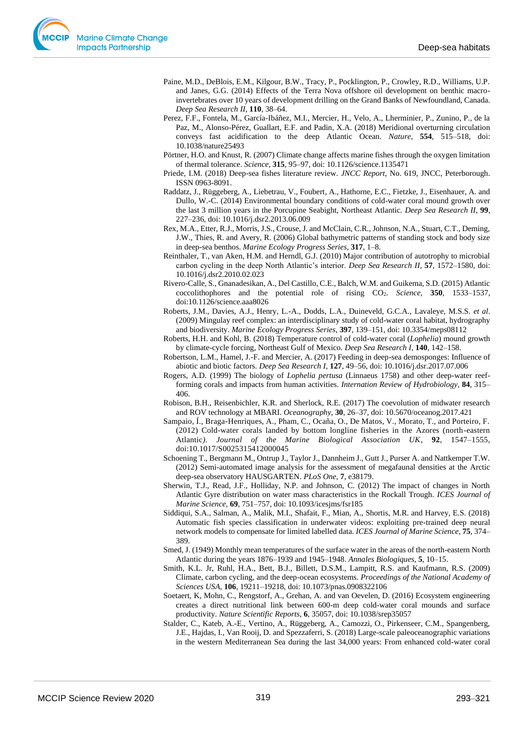Paine, M.D., DeBlois, E.M., Kilgour, B.W., Tracy, P., Pocklington, P., Crowley, R.D., Williams, U.P. and Janes, G.G. (2014) Effects of the Terra Nova offshore oil development on benthic macro-invertebrates over 10 years of development drilling on the Grand Banks of Newfoundland, Canada. *Deep Sea Research II*, **110**, 38–64.

Perez, F.F., Fontela, M., García-Ibáñez, M.I., Mercier, H., Velo, A., Lherminier, P., Zunino, P., de la Paz, M., Alonso-Pérez, Gualart, E.F. and Padin, X.A. (2018) Meridional overturning circulation conveys fast acidification to the deep Atlantic Ocean. *Nature*, **554**, 515–518, doi: 10.1038/nature25493

Pörtner, H.O. and Knust, R. (2007) Climate change affects marine fishes through the oxygen limitation of thermal tolerance. *Science*, **315**, 95–97, doi: 10.1126/science.1135471

Priede, I.M. (2018) Deep-sea fishes literature review. *JNCC Report*, No. 619, JNCC, Peterborough. ISSN 0963-8091.

Raddatz, J., Rüggeberg, A., Liebetrau, V., Foubert, A., Hathorne, E.C., Fietzke, J., Eisenhauer, A. and Dullo, W.-C. (2014) Environmental boundary conditions of cold-water coral mound growth over the last 3 million years in the Porcupine Seabight, Northeast Atlantic. *Deep Sea Research II*, **99**, 227–236, doi: 10.1016/j.dsr2.2013.06.009

Rex, M.A., Etter, R.J., Morris, J.S., Crouse, J. and McClain, C.R., Johnson, N.A., Stuart, C.T., Deming, J.W., Thies, R. and Avery, R. (2006) Global bathymetric patterns of standing stock and body size in deep-sea benthos. *Marine Ecology Progress Series*, **317**, 1–8.

Reinthaler, T., van Aken, H.M. and Herndl, G.J. (2010) Major contribution of autotrophy to microbial carbon cycling in the deep North Atlantic's interior. *Deep Sea Research II*, **57**, 1572–1580, doi: 10.1016/j.dsr2.2010.02.023

Rivero-Calle, S., Gnanadesikan, A., Del Castillo, C.E., Balch, W.M. and Guikema, S.D. (2015) Atlantic coccolithophores and the potential role of rising $CO_2$. *Science*, **350**, 1533–1537, doi:10.1126/science.aaa8026

Roberts, J.M., Davies, A.J., Henry, L.-A., Dodds, L.A., Duineveld, G.C.A., Lavaleye, M.S.S. *et al*. (2009) Mingulay reef complex: an interdisciplinary study of cold-water coral habitat, hydrography and biodiversity. *Marine Ecology Progress Series*, **397**, 139–151, doi: 10.3354/meps08112

Roberts, H.H. and Kohl, B. (2018) Temperature control of cold-water coral (*Lophelia*) mound growth by climate-cycle forcing, Northeast Gulf of Mexico. *Deep Sea Research I*, **140**, 142–158.

Robertson, L.M., Hamel, J.-F. and Mercier, A. (2017) Feeding in deep-sea demosponges: Influence of abiotic and biotic factors. *Deep Sea Research I*, **127**, 49–56, doi: 10.1016/j.dsr.2017.07.006

Rogers, A.D. (1999) The biology of *Lophelia pertusa* (Linnaeus 1758) and other deep-water reef-forming corals and impacts from human activities. *International Review of Hydrobiology*, **84**, 315–406.

Robison, B.H., Reisenbichler, K.R. and Sherlock, R.E. (2017) The coevolution of midwater research and ROV technology at MBARI. *Oceanography*, **30**, 26–37, doi: 10.5670/oceanog.2017.421

Sampaio, Í., Braga-Henriques, A., Pham, C., Ocaña, O., De Matos, V., Morato, T., and Porteiro, F. (2012) Cold-water corals landed by bottom longline fisheries in the Azores (north-eastern Atlantic). *Journal of the Marine Biological Association UK*, **92**, 1547–1555, doi:10.1017/S0025315412000045

Schoening T., Bergmann M., Ontrup J., Taylor J., Dannheim J., Gutt J., Purser A. and Nattkemper T.W. (2012) Semi-automated image analysis for the assessment of megafaunal densities at the Arctic deep-sea observatory HAUSGARTEN. *PLoS One*, **7**, e38179.

Sherwin, T.J., Read, J.F., Holliday, N.P. and Johnson, C. (2012) The impact of changes in North Atlantic Gyre distribution on water mass characteristics in the Rockall Trough. *ICES Journal of Marine Science*, **69**, 751–757, doi: 10.1093/icesjms/fsr185

Siddiqui, S.A., Salman, A., Malik, M.I., Shafait, F., Mian, A., Shortis, M.R. and Harvey, E.S. (2018) Automatic fish species classification in underwater videos: exploiting pre-trained deep neural network models to compensate for limited labelled data. *ICES Journal of Marine Science*, **75**, 374–389.

Smed, J. (1949) Monthly mean temperatures of the surface water in the areas of the north-eastern North Atlantic during the years 1876–1939 and 1945–1948. *Annales Biologiques*, **5**, 10–15.

Smith, K.L. Jr, Ruhl, H.A., Bett, B.J., Billett, D.S.M., Lampitt, R.S. and Kaufmann, R.S. (2009) Climate, carbon cycling, and the deep-ocean ecosystems. *Proceedings of the National Academy of Sciences USA*, **106**, 19211–19218, doi: 10.1073/pnas.0908322106

Soetaert, K, Mohn, C., Rengstorf, A., Grehan, A. and van Oevelen, D. (2016) Ecosystem engineering creates a direct nutritional link between 600-m deep cold-water coral mounds and surface productivity. *Nature Scientific Reports*, **6**, 35057, doi: 10.1038/srep35057

Stalder, C., Kateb, A.-E., Vertino, A., Rüggeberg, A., Camozzi, O., Pirkenseer, C.M., Spangenberg, J.E., Hajdas, I., Van Rooij, D. and Spezzaferri, S. (2018) Large-scale paleoceanographic variations in the western Mediterranean Sea during the last 34,000 years: From enhanced cold-water coral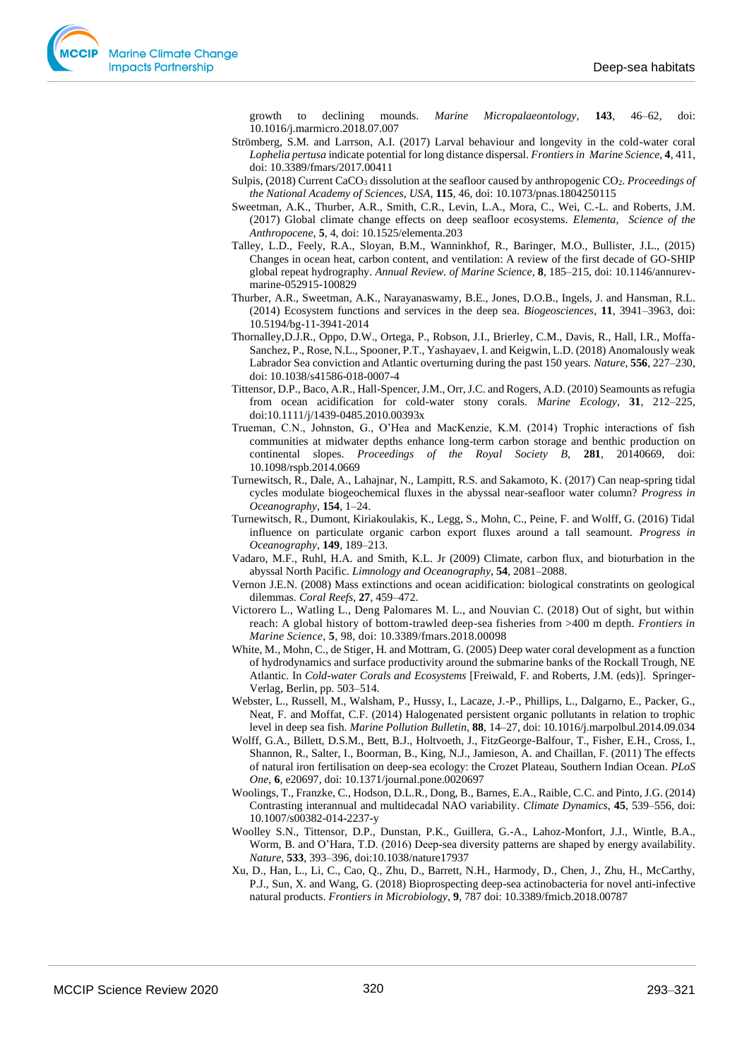growth to declining mounds. *Marine Micropalaeontology*, **143**, 46–62, doi: 10.1016/j.marmicro.2018.07.007

Strömberg, S.M. and Larrson, A.I. (2017) Larval behaviour and longevity in the cold-water coral *Lophelia pertusa* indicate potential for long distance dispersal. *Frontiers in Marine Science*, **4**, 411, doi: 10.3389/fmars/2017.00411

Sulpis, (2018) Current $CaCO_3$ dissolution at the seafloor caused by anthropogenic $CO_2$. *Proceedings of the National Academy of Sciences, USA*, **115**, 46, doi: 10.1073/pnas.1804250115

Sweetman, A.K., Thurber, A.R., Smith, C.R., Levin, L.A., Mora, C., Wei, C.-L. and Roberts, J.M. (2017) Global climate change effects on deep seafloor ecosystems. *Elementa, Science of the Anthropocene*, **5**, 4, doi: 10.1525/elementa.203

Talley, L.D., Feely, R.A., Sloyan, B.M., Wanninkhof, R., Baringer, M.O., Bullister, J.L., (2015) Changes in ocean heat, carbon content, and ventilation: A review of the first decade of GO-SHIP global repeat hydrography. *Annual Review. of Marine Science*, **8**, 185–215, doi: 10.1146/annurev-marine-052915-100829

Thurber, A.R., Sweetman, A.K., Narayanaswamy, B.E., Jones, D.O.B., Ingels, J. and Hansman, R.L. (2014) Ecosystem functions and services in the deep sea. *Biogeosciences*, **11**, 3941–3963, doi: 10.5194/bg-11-3941-2014

Thornalley,D.J.R., Oppo, D.W., Ortega, P., Robson, J.I., Brierley, C.M., Davis, R., Hall, I.R., Moffa-Sanchez, P., Rose, N.L., Spooner, P.T., Yashayaev, I. and Keigwin, L.D. (2018) Anomalously weak Labrador Sea conviction and Atlantic overturning during the past 150 years. *Nature*, **556**, 227–230, doi: 10.1038/s41586-018-0007-4

Tittensor, D.P., Baco, A.R., Hall-Spencer, J.M., Orr, J.C. and Rogers, A.D. (2010) Seamounts as refugia from ocean acidification for cold-water stony corals. *Marine Ecology*, **31**, 212–225, doi:10.1111/j/1439-0485.2010.00393x

Trueman, C.N., Johnston, G., O'Hea and MacKenzie, K.M. (2014) Trophic interactions of fish communities at midwater depths enhance long-term carbon storage and benthic production on continental slopes. *Proceedings of the Royal Society B*, **281**, 20140669, doi: 10.1098/rspb.2014.0669

Turnewitsch, R., Dale, A., Lahajnar, N., Lampitt, R.S. and Sakamoto, K. (2017) Can neap-spring tidal cycles modulate biogeochemical fluxes in the abyssal near-seafloor water column? *Progress in Oceanography*, **154**, 1–24.

Turnewitsch, R., Dumont, Kiriakoulakis, K., Legg, S., Mohn, C., Peine, F. and Wolff, G. (2016) Tidal influence on particulate organic carbon export fluxes around a tall seamount. *Progress in Oceanography*, **149**, 189–213.

Vadaro, M.F., Ruhl, H.A. and Smith, K.L. Jr (2009) Climate, carbon flux, and bioturbation in the abyssal North Pacific. *Limnology and Oceanography*, **54**, 2081–2088.

Vernon J.E.N. (2008) Mass extinctions and ocean acidification: biological constraints on geological dilemmas. *Coral Reefs*, **27**, 459–472.

Victorero L., Watling L., Deng Palomares M. L., and Nouvian C. (2018) Out of sight, but within reach: A global history of bottom-trawled deep-sea fisheries from >400 m depth. *Frontiers in Marine Science*, **5**, 98, doi: 10.3389/fmars.2018.00098

White, M., Mohn, C., de Stiger, H. and Mottram, G. (2005) Deep water coral development as a function of hydrodynamics and surface productivity around the submarine banks of the Rockall Trough, NE Atlantic. In *Cold-water Corals and Ecosystems* [Freiwald, F. and Roberts, J.M. (eds)]. Springer-Verlag, Berlin, pp. 503–514.

Webster, L., Russell, M., Walsham, P., Hussy, I., Lacaze, J.-P., Phillips, L., Dalgarno, E., Packer, G., Neat, F. and Moffat, C.F. (2014) Halogenated persistent organic pollutants in relation to trophic level in deep sea fish. *Marine Pollution Bulletin*, **88**, 14–27, doi: 10.1016/j.marpolbul.2014.09.034

Wolff, G.A., Billett, D.S.M., Bett, B.J., Holtvoeth, J., FitzGeorge-Balfour, T., Fisher, E.H., Cross, I., Shannon, R., Salter, I., Boorman, B., King, N.J., Jamieson, A. and Chaillan, F. (2011) The effects of natural iron fertilisation on deep-sea ecology: the Crozet Plateau, Southern Indian Ocean. *PLoS One*, **6**, e20697, doi: 10.1371/journal.pone.0020697

Woolings, T., Franzke, C., Hodson, D.L.R., Dong, B., Barnes, E.A., Raible, C.C. and Pinto, J.G. (2014) Contrasting interannual and multidecadal NAO variability. *Climate Dynamics*, **45**, 539–556, doi: 10.1007/s00382-014-2237-y

Woolley S.N., Tittensor, D.P., Dunstan, P.K., Guillera, G.-A., Lahoz-Monfort, J.J., Wintle, B.A., Worm, B. and O'Hara, T.D. (2016) Deep-sea diversity patterns are shaped by energy availability. *Nature*, **533**, 393–396, doi:10.1038/nature17937

Xu, D., Han, L., Li, C., Cao, Q., Zhu, D., Barrett, N.H., Harmody, D., Chen, J., Zhu, H., McCarthy, P.J., Sun, X. and Wang, G. (2018) Bioprospecting deep-sea actinobacteria for novel anti-infective natural products. *Frontiers in Microbiology*, **9**, 787 doi: 10.3389/fmicb.2018.00787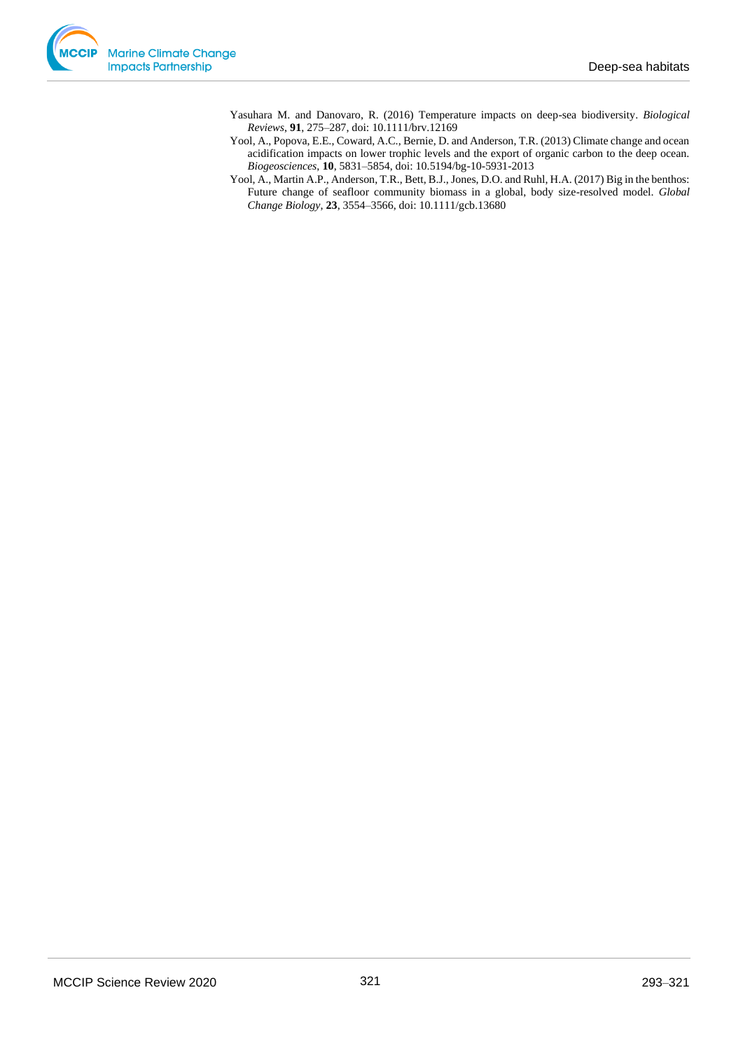Yasuhara M. and Danovaro, R. (2016) Temperature impacts on deep-sea biodiversity. *Biological Reviews*, **91**, 275–287, doi: 10.1111/brv.12169

Yool, A., Popova, E.E., Coward, A.C., Bernie, D. and Anderson, T.R. (2013) Climate change and ocean acidification impacts on lower trophic levels and the export of organic carbon to the deep ocean. *Biogeosciences*, **10**, 5831–5854, doi: 10.5194/bg-10-5931-2013

Yool, A., Martin A.P., Anderson, T.R., Bett, B.J., Jones, D.O. and Ruhl, H.A. (2017) Big in the benthos: Future change of seafloor community biomass in a global, body size-resolved model. *Global Change Biology*, **23**, 3554–3566, doi: 10.1111/gcb.13680